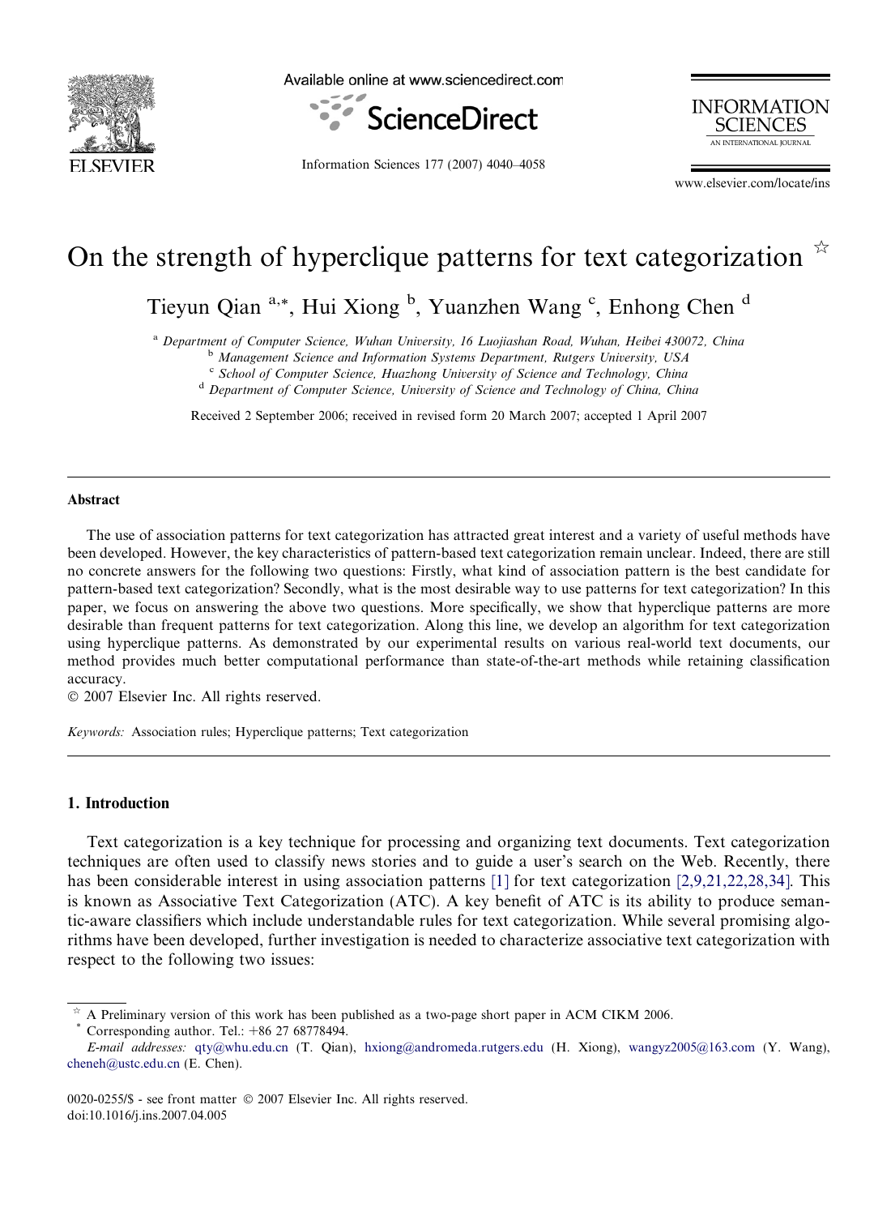# On the strength of hyperclique patterns for text categorization ☆

Tieyun Qian [a,*], Hui Xiong [b], Yuanzhen Wang [c], Enhong Chen [d]

[a] Department of Computer Science, Wuhan University, 16 Luojiashan Road, Wuhan, Heibei 430072, China
[b] Management Science and Information Systems Department, Rutgers University, USA
[c] School of Computer Science, Huazhong University of Science and Technology, China
[d] Department of Computer Science, University of Science and Technology of China, China

Received 2 September 2006; received in revised form 20 March 2007; accepted 1 April 2007

## Abstract

The use of association patterns for text categorization has attracted great interest and a variety of useful methods have been developed. However, the key characteristics of pattern-based text categorization remain unclear. Indeed, there are still no concrete answers for the following two questions: Firstly, what kind of association pattern is the best candidate for pattern-based text categorization? Secondly, what is the most desirable way to use patterns for text categorization? In this paper, we focus on answering the above two questions. More specifically, we show that hyperclique patterns are more desirable than frequent patterns for text categorization. Along this line, we develop an algorithm for text categorization using hyperclique patterns. As demonstrated by our experimental results on various real-world text documents, our method provides much better computational performance than state-of-the-art methods while retaining classification accuracy.

© 2007 Elsevier Inc. All rights reserved.

*Keywords:* Association rules; Hyperclique patterns; Text categorization

## 1. Introduction

Text categorization is a key technique for processing and organizing text documents. Text categorization techniques are often used to classify news stories and to guide a user's search on the Web. Recently, there has been considerable interest in using association patterns [1] for text categorization [2,9,21,22,28,34]. This is known as Associative Text Categorization (ATC). A key benefit of ATC is its ability to produce semantic-aware classifiers which include understandable rules for text categorization. While several promising algorithms have been developed, further investigation is needed to characterize associative text categorization with respect to the following two issues:

☆ A Preliminary version of this work has been published as a two-page short paper in ACM CIKM 2006.

\* Corresponding author. Tel.: +86 27 68778494.

*E-mail addresses:* qty@whu.edu.cn (T. Qian), hxiong@andromeda.rutgers.edu (H. Xiong), wangyz2005@163.com (Y. Wang), cheneh@ustc.edu.cn (E. Chen).

0020-0255/$ - see front matter © 2007 Elsevier Inc. All rights reserved.
doi:10.1016/j.ins.2007.04.005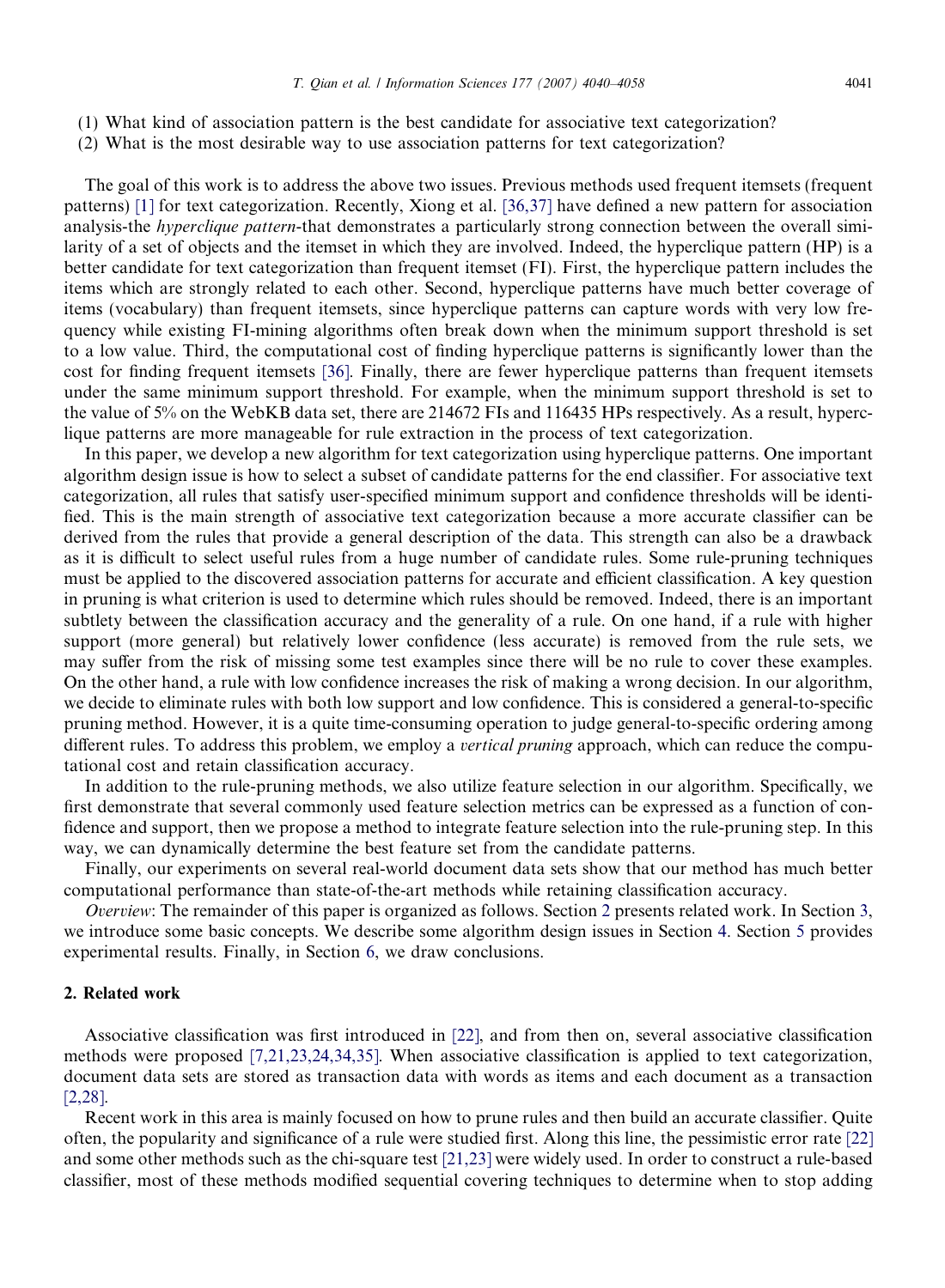(1) What kind of association pattern is the best candidate for associative text categorization?
(2) What is the most desirable way to use association patterns for text categorization?

The goal of this work is to address the above two issues. Previous methods used frequent itemsets (frequent patterns) [1] for text categorization. Recently, Xiong et al. [36,37] have defined a new pattern for association analysis-the *hyperclique pattern*-that demonstrates a particularly strong connection between the overall similarity of a set of objects and the itemset in which they are involved. Indeed, the hyperclique pattern (HP) is a better candidate for text categorization than frequent itemset (FI). First, the hyperclique pattern includes the items which are strongly related to each other. Second, hyperclique patterns have much better coverage of items (vocabulary) than frequent itemsets, since hyperclique patterns can capture words with very low frequency while existing FI-mining algorithms often break down when the minimum support threshold is set to a low value. Third, the computational cost of finding hyperclique patterns is significantly lower than the cost for finding frequent itemsets [36]. Finally, there are fewer hyperclique patterns than frequent itemsets under the same minimum support threshold. For example, when the minimum support threshold is set to the value of 5% on the WebKB data set, there are 214672 FIs and 116435 HPs respectively. As a result, hyperclique patterns are more manageable for rule extraction in the process of text categorization.

In this paper, we develop a new algorithm for text categorization using hyperclique patterns. One important algorithm design issue is how to select a subset of candidate patterns for the end classifier. For associative text categorization, all rules that satisfy user-specified minimum support and confidence thresholds will be identified. This is the main strength of associative text categorization because a more accurate classifier can be derived from the rules that provide a general description of the data. This strength can also be a drawback as it is difficult to select useful rules from a huge number of candidate rules. Some rule-pruning techniques must be applied to the discovered association patterns for accurate and efficient classification. A key question in pruning is what criterion is used to determine which rules should be removed. Indeed, there is an important subtlety between the classification accuracy and the generality of a rule. On one hand, if a rule with higher support (more general) but relatively lower confidence (less accurate) is removed from the rule sets, we may suffer from the risk of missing some test examples since there will be no rule to cover these examples. On the other hand, a rule with low confidence increases the risk of making a wrong decision. In our algorithm, we decide to eliminate rules with both low support and low confidence. This is considered a general-to-specific pruning method. However, it is a quite time-consuming operation to judge general-to-specific ordering among different rules. To address this problem, we employ a *vertical pruning* approach, which can reduce the computational cost and retain classification accuracy.

In addition to the rule-pruning methods, we also utilize feature selection in our algorithm. Specifically, we first demonstrate that several commonly used feature selection metrics can be expressed as a function of confidence and support, then we propose a method to integrate feature selection into the rule-pruning step. In this way, we can dynamically determine the best feature set from the candidate patterns.

Finally, our experiments on several real-world document data sets show that our method has much better computational performance than state-of-the-art methods while retaining classification accuracy.

*Overview*: The remainder of this paper is organized as follows. Section 2 presents related work. In Section 3, we introduce some basic concepts. We describe some algorithm design issues in Section 4. Section 5 provides experimental results. Finally, in Section 6, we draw conclusions.

## 2. Related work

Associative classification was first introduced in [22], and from then on, several associative classification methods were proposed [7,21,23,24,34,35]. When associative classification is applied to text categorization, document data sets are stored as transaction data with words as items and each document as a transaction [2,28].

Recent work in this area is mainly focused on how to prune rules and then build an accurate classifier. Quite often, the popularity and significance of a rule were studied first. Along this line, the pessimistic error rate [22] and some other methods such as the chi-square test [21,23] were widely used. In order to construct a rule-based classifier, most of these methods modified sequential covering techniques to determine when to stop adding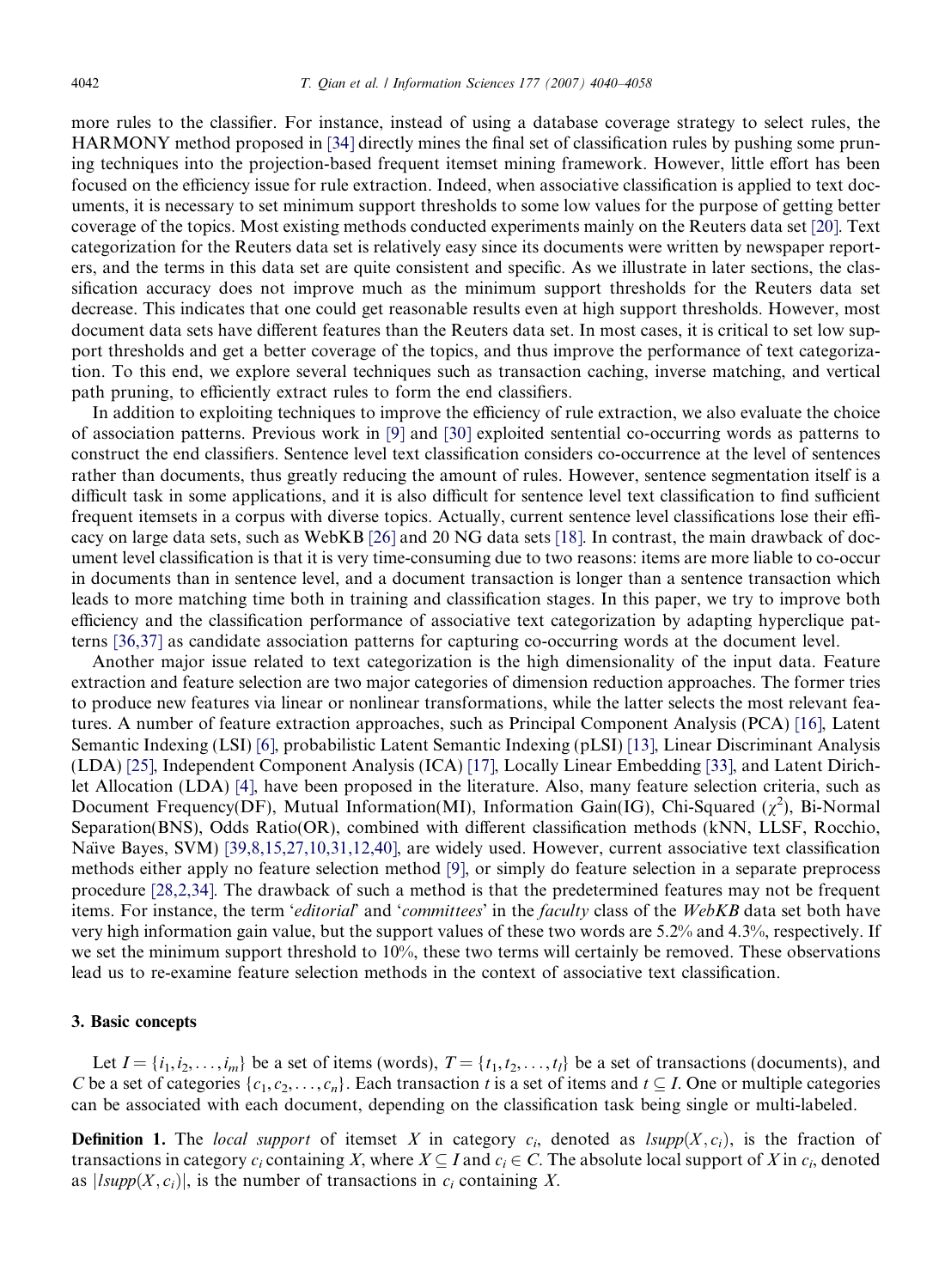more rules to the classifier. For instance, instead of using a database coverage strategy to select rules, the HARMONY method proposed in [34] directly mines the final set of classification rules by pushing some pruning techniques into the projection-based frequent itemset mining framework. However, little effort has been focused on the efficiency issue for rule extraction. Indeed, when associative classification is applied to text documents, it is necessary to set minimum support thresholds to some low values for the purpose of getting better coverage of the topics. Most existing methods conducted experiments mainly on the Reuters data set [20]. Text categorization for the Reuters data set is relatively easy since its documents were written by newspaper reporters, and the terms in this data set are quite consistent and specific. As we illustrate in later sections, the classification accuracy does not improve much as the minimum support thresholds for the Reuters data set decrease. This indicates that one could get reasonable results even at high support thresholds. However, most document data sets have different features than the Reuters data set. In most cases, it is critical to set low support thresholds and get a better coverage of the topics, and thus improve the performance of text categorization. To this end, we explore several techniques such as transaction caching, inverse matching, and vertical path pruning, to efficiently extract rules to form the end classifiers.

In addition to exploiting techniques to improve the efficiency of rule extraction, we also evaluate the choice of association patterns. Previous work in [9] and [30] exploited sentential co-occurring words as patterns to construct the end classifiers. Sentence level text classification considers co-occurrence at the level of sentences rather than documents, thus greatly reducing the amount of rules. However, sentence segmentation itself is a difficult task in some applications, and it is also difficult for sentence level text classification to find sufficient frequent itemsets in a corpus with diverse topics. Actually, current sentence level classifications lose their efficacy on large data sets, such as WebKB [26] and 20 NG data sets [18]. In contrast, the main drawback of document level classification is that it is very time-consuming due to two reasons: items are more liable to co-occur in documents than in sentence level, and a document transaction is longer than a sentence transaction which leads to more matching time both in training and classification stages. In this paper, we try to improve both efficiency and the classification performance of associative text categorization by adapting hyperclique patterns [36,37] as candidate association patterns for capturing co-occurring words at the document level.

Another major issue related to text categorization is the high dimensionality of the input data. Feature extraction and feature selection are two major categories of dimension reduction approaches. The former tries to produce new features via linear or nonlinear transformations, while the latter selects the most relevant features. A number of feature extraction approaches, such as Principal Component Analysis (PCA) [16], Latent Semantic Indexing (LSI) [6], probabilistic Latent Semantic Indexing (pLSI) [13], Linear Discriminant Analysis (LDA) [25], Independent Component Analysis (ICA) [17], Locally Linear Embedding [33], and Latent Dirichlet Allocation (LDA) [4], have been proposed in the literature. Also, many feature selection criteria, such as Document Frequency(DF), Mutual Information(MI), Information Gain(IG), Chi-Squared ($\chi^2$), Bi-Normal Separation(BNS), Odds Ratio(OR), combined with different classification methods (kNN, LLSF, Rocchio, Naïve Bayes, SVM) [39,8,15,27,10,31,12,40], are widely used. However, current associative text classification methods either apply no feature selection method [9], or simply do feature selection in a separate preprocess procedure [28,2,34]. The drawback of such a method is that the predetermined features may not be frequent items. For instance, the term '*editorial*' and '*committees*' in the *faculty* class of the *WebKB* data set both have very high information gain value, but the support values of these two words are 5.2% and 4.3%, respectively. If we set the minimum support threshold to 10%, these two terms will certainly be removed. These observations lead us to re-examine feature selection methods in the context of associative text classification.

## 3. Basic concepts

Let $I = \{i_1, i_2, \ldots, i_m\}$ be a set of items (words), $T = \{t_1, t_2, \ldots, t_l\}$ be a set of transactions (documents), and $C$ be a set of categories $\{c_1, c_2, \ldots, c_n\}$. Each transaction $t$ is a set of items and $t \subseteq I$. One or multiple categories can be associated with each document, depending on the classification task being single or multi-labeled.

**Definition 1.** The *local support* of itemset $X$ in category $c_i$, denoted as $lsupp(X, c_i)$, is the fraction of transactions in category $c_i$ containing $X$, where $X \subseteq I$ and $c_i \in C$. The absolute local support of $X$ in $c_i$, denoted as $|lsupp(X, c_i)|$, is the number of transactions in $c_i$ containing $X$.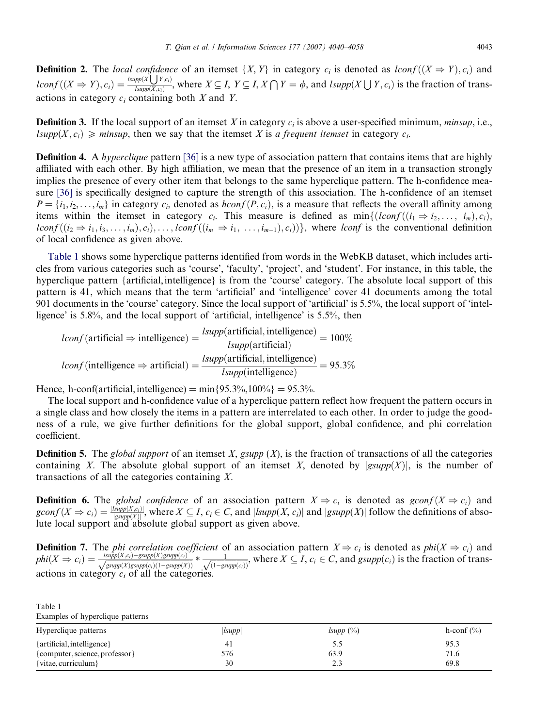**Definition 2.** The *local confidence* of an itemset $\{X, Y\}$ in category $c_i$ is denoted as $lconf((X \Rightarrow Y), c_i)$ and $lconf((X \Rightarrow Y), c_i) = \frac{lsupp(X \bigcup Y, c_i)}{lsupp(X, c_i)}$, where $X \subseteq I$, $Y \subseteq I$, $X \bigcap Y = \phi$, and $lsupp(X \bigcup Y, c_i)$ is the fraction of transactions in category $c_i$ containing both $X$ and $Y$.

**Definition 3.** If the local support of an itemset $X$ in category $c_i$ is above a user-specified minimum, *minsup*, i.e., $lsupp(X, c_i) \geqslant minsup$, then we say that the itemset $X$ is *a frequent itemset* in category $c_i$.

**Definition 4.** A *hyperclique* pattern [36] is a new type of association pattern that contains items that are highly affiliated with each other. By high affiliation, we mean that the presence of an item in a transaction strongly implies the presence of every other item that belongs to the same hyperclique pattern. The h-confidence measure [36] is specifically designed to capture the strength of this association. The h-confidence of an itemset $P = \{i_1, i_2, \ldots, i_m\}$ in category $c_i$, denoted as $hconf(P, c_i)$, is a measure that reflects the overall affinity among items within the itemset in category $c_i$. This measure is defined as $\min\{(lconf((i_1 \Rightarrow i_2, \ldots, i_m), c_i), lconf((i_2 \Rightarrow i_1, i_3, \ldots, i_m), c_i), \ldots, lconf((i_m \Rightarrow i_1, \ldots, i_{m-1}), c_i))\}$, where *lconf* is the conventional definition of local confidence as given above.

Table 1 shows some hyperclique patterns identified from words in the WebKB dataset, which includes articles from various categories such as 'course', 'faculty', 'project', and 'student'. For instance, in this table, the hyperclique pattern {artificial, intelligence} is from the 'course' category. The absolute local support of this pattern is 41, which means that the term 'artificial' and 'intelligence' cover 41 documents among the total 901 documents in the 'course' category. Since the local support of 'artificial' is 5.5%, the local support of 'intelligence' is 5.8%, and the local support of 'artificial, intelligence' is 5.5%, then

$$lconf(\text{artificial} \Rightarrow \text{intelligence}) = \frac{lsupp(\text{artificial, intelligence})}{lsupp(\text{artificial})} = 100\%$$

$$lconf(\text{intelligence} \Rightarrow \text{artificial}) = \frac{lsupp(\text{artificial, intelligence})}{lsupp(\text{intelligence})} = 95.3\%$$

Hence, h-conf(artificial, intelligence) = min{95.3%, 100%} = 95.3%.

The local support and h-confidence value of a hyperclique pattern reflect how frequent the pattern occurs in a single class and how closely the items in a pattern are interrelated to each other. In order to judge the goodness of a rule, we give further definitions for the global support, global confidence, and phi correlation coefficient.

**Definition 5.** The *global support* of an itemset $X$, *gsupp* $(X)$, is the fraction of transactions of all the categories containing $X$. The absolute global support of an itemset $X$, denoted by $|gsupp(X)|$, is the number of transactions of all the categories containing $X$.

**Definition 6.** The *global confidence* of an association pattern $X \Rightarrow c_i$ is denoted as $gconf(X \Rightarrow c_i)$ and $gconf(X \Rightarrow c_i) = \frac{|lsupp(X, c_i)|}{|gsupp(X)|}$, where $X \subseteq I$, $c_i \in C$, and $|lsupp(X, c_i)|$ and $|gsupp(X)|$ follow the definitions of absolute local support and absolute global support as given above.

**Definition 7.** The *phi correlation coefficient* of an association pattern $X \Rightarrow c_i$ is denoted as $phi(X \Rightarrow c_i)$ and $phi(X \Rightarrow c_i) = \frac{lsupp(X, c_i) - gsupp(X)gsupp(c_i)}{\sqrt{gsupp(X)gsupp(c_i)(1 - gsupp(X))}} * \frac{1}{\sqrt{(1 - gsupp(c_i))}}$, where $X \subseteq I$, $c_i \in C$, and $gsupp(c_i)$ is the fraction of transactions in category $c_i$ of all the categories.

Table 1
Examples of hyperclique patterns

| Hyperclique patterns | $\|lsupp\|$ | $lsupp$ (%) | h-conf (%) |
|---|---|---|---|
| {artificial, intelligence} | 41 | 5.5 | 95.3 |
| {computer, science, professor} | 576 | 63.9 | 71.6 |
| {vitae, curriculum} | 30 | 2.3 | 69.8 |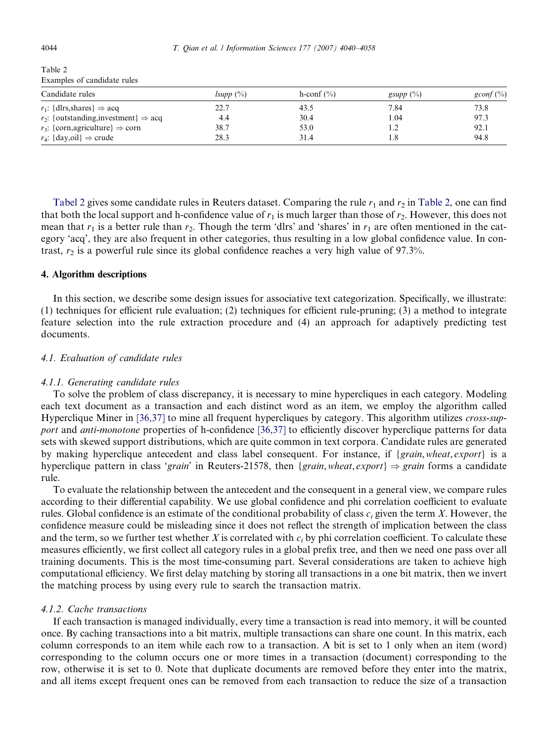Table 2
Examples of candidate rules

| Candidate rules | *lsupp* (%) | h-conf (%) | *gsupp* (%) | *gconf* (%) |
|---|---|---|---|---|
| $r_1$: {dlrs,shares} ⇒ acq | 22.7 | 43.5 | 7.84 | 73.8 |
| $r_2$: {outstanding,investment} ⇒ acq | 4.4 | 30.4 | 1.04 | 97.3 |
| $r_3$: {corn,agriculture} ⇒ corn | 38.7 | 53.0 | 1.2 | 92.1 |
| $r_4$: {day,oil} ⇒ crude | 28.3 | 31.4 | 1.8 | 94.8 |

Tabel 2 gives some candidate rules in Reuters dataset. Comparing the rule $r_1$ and $r_2$ in Table 2, one can find that both the local support and h-confidence value of $r_1$ is much larger than those of $r_2$. However, this does not mean that $r_1$ is a better rule than $r_2$. Though the term 'dlrs' and 'shares' in $r_1$ are often mentioned in the category 'acq', they are also frequent in other categories, thus resulting in a low global confidence value. In contrast, $r_2$ is a powerful rule since its global confidence reaches a very high value of 97.3%.

## 4. Algorithm descriptions

In this section, we describe some design issues for associative text categorization. Specifically, we illustrate: (1) techniques for efficient rule evaluation; (2) techniques for efficient rule-pruning; (3) a method to integrate feature selection into the rule extraction procedure and (4) an approach for adaptively predicting test documents.

### 4.1. Evaluation of candidate rules

#### 4.1.1. Generating candidate rules

To solve the problem of class discrepancy, it is necessary to mine hypercliques in each category. Modeling each text document as a transaction and each distinct word as an item, we employ the algorithm called Hyperclique Miner in [36,37] to mine all frequent hypercliques by category. This algorithm utilizes *cross-support* and *anti-monotone* properties of h-confidence [36,37] to efficiently discover hyperclique patterns for data sets with skewed support distributions, which are quite common in text corpora. Candidate rules are generated by making hyperclique antecedent and class label consequent. For instance, if {*grain*, *wheat*, *export*} is a hyperclique pattern in class '*grain*' in Reuters-21578, then {*grain*, *wheat*, *export*} ⇒ *grain* forms a candidate rule.

To evaluate the relationship between the antecedent and the consequent in a general view, we compare rules according to their differential capability. We use global confidence and phi correlation coefficient to evaluate rules. Global confidence is an estimate of the conditional probability of class $c_i$ given the term $X$. However, the confidence measure could be misleading since it does not reflect the strength of implication between the class and the term, so we further test whether $X$ is correlated with $c_i$ by phi correlation coefficient. To calculate these measures efficiently, we first collect all category rules in a global prefix tree, and then we need one pass over all training documents. This is the most time-consuming part. Several considerations are taken to achieve high computational efficiency. We first delay matching by storing all transactions in a one bit matrix, then we invert the matching process by using every rule to search the transaction matrix.

#### 4.1.2. Cache transactions

If each transaction is managed individually, every time a transaction is read into memory, it will be counted once. By caching transactions into a bit matrix, multiple transactions can share one count. In this matrix, each column corresponds to an item while each row to a transaction. A bit is set to 1 only when an item (word) corresponding to the column occurs one or more times in a transaction (document) corresponding to the row, otherwise it is set to 0. Note that duplicate documents are removed before they enter into the matrix, and all items except frequent ones can be removed from each transaction to reduce the size of a transaction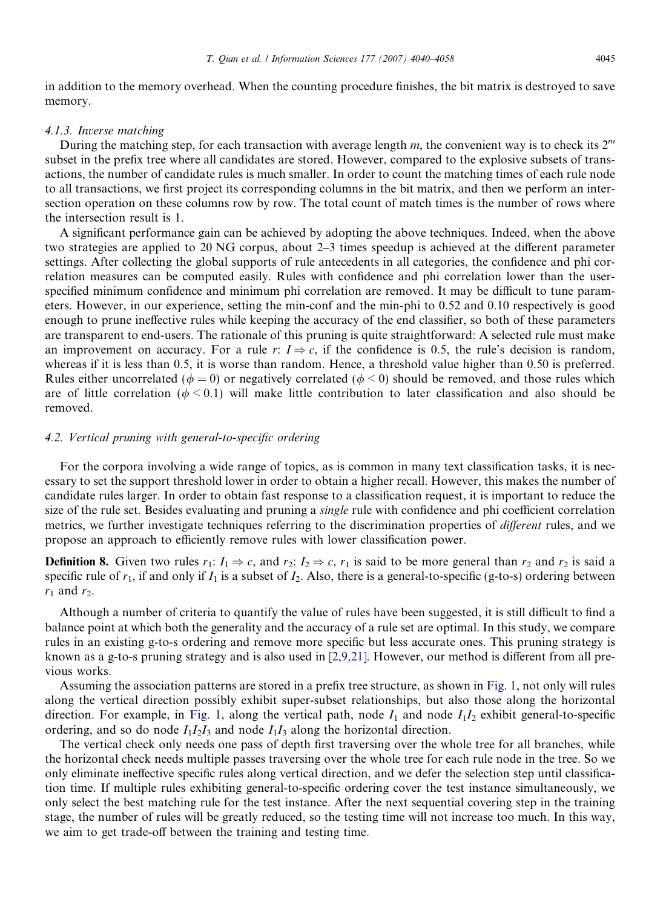in addition to the memory overhead. When the counting procedure finishes, the bit matrix is destroyed to save memory.

#### 4.1.3. Inverse matching

During the matching step, for each transaction with average length $m$, the convenient way is to check its $2^m$ subset in the prefix tree where all candidates are stored. However, compared to the explosive subsets of transactions, the number of candidate rules is much smaller. In order to count the matching times of each rule node to all transactions, we first project its corresponding columns in the bit matrix, and then we perform an intersection operation on these columns row by row. The total count of match times is the number of rows where the intersection result is 1.

A significant performance gain can be achieved by adopting the above techniques. Indeed, when the above two strategies are applied to 20 NG corpus, about 2–3 times speedup is achieved at the different parameter settings. After collecting the global supports of rule antecedents in all categories, the confidence and phi correlation measures can be computed easily. Rules with confidence and phi correlation lower than the user-specified minimum confidence and minimum phi correlation are removed. It may be difficult to tune parameters. However, in our experience, setting the min-conf and the min-phi to 0.52 and 0.10 respectively is good enough to prune ineffective rules while keeping the accuracy of the end classifier, so both of these parameters are transparent to end-users. The rationale of this pruning is quite straightforward: A selected rule must make an improvement on accuracy. For a rule $r$: $I \Rightarrow c$, if the confidence is 0.5, the rule's decision is random, whereas if it is less than 0.5, it is worse than random. Hence, a threshold value higher than 0.50 is preferred. Rules either uncorrelated ($\phi = 0$) or negatively correlated ($\phi < 0$) should be removed, and those rules which are of little correlation ($\phi < 0.1$) will make little contribution to later classification and also should be removed.

### 4.2. Vertical pruning with general-to-specific ordering

For the corpora involving a wide range of topics, as is common in many text classification tasks, it is necessary to set the support threshold lower in order to obtain a higher recall. However, this makes the number of candidate rules larger. In order to obtain fast response to a classification request, it is important to reduce the size of the rule set. Besides evaluating and pruning a *single* rule with confidence and phi coefficient correlation metrics, we further investigate techniques referring to the discrimination properties of *different* rules, and we propose an approach to efficiently remove rules with lower classification power.

**Definition 8.** Given two rules $r_1$: $I_1 \Rightarrow c$, and $r_2$: $I_2 \Rightarrow c$, $r_1$ is said to be more general than $r_2$ and $r_2$ is said a specific rule of $r_1$, if and only if $I_1$ is a subset of $I_2$. Also, there is a general-to-specific (g-to-s) ordering between $r_1$ and $r_2$.

Although a number of criteria to quantify the value of rules have been suggested, it is still difficult to find a balance point at which both the generality and the accuracy of a rule set are optimal. In this study, we compare rules in an existing g-to-s ordering and remove more specific but less accurate ones. This pruning strategy is known as a g-to-s pruning strategy and is also used in [2,9,21]. However, our method is different from all previous works.

Assuming the association patterns are stored in a prefix tree structure, as shown in Fig. 1, not only will rules along the vertical direction possibly exhibit super-subset relationships, but also those along the horizontal direction. For example, in Fig. 1, along the vertical path, node $I_1$ and node $I_1I_2$ exhibit general-to-specific ordering, and so do node $I_1I_2I_3$ and node $I_1I_3$ along the horizontal direction.

The vertical check only needs one pass of depth first traversing over the whole tree for all branches, while the horizontal check needs multiple passes traversing over the whole tree for each rule node in the tree. So we only eliminate ineffective specific rules along vertical direction, and we defer the selection step until classification time. If multiple rules exhibiting general-to-specific ordering cover the test instance simultaneously, we only select the best matching rule for the test instance. After the next sequential covering step in the training stage, the number of rules will be greatly reduced, so the testing time will not increase too much. In this way, we aim to get trade-off between the training and testing time.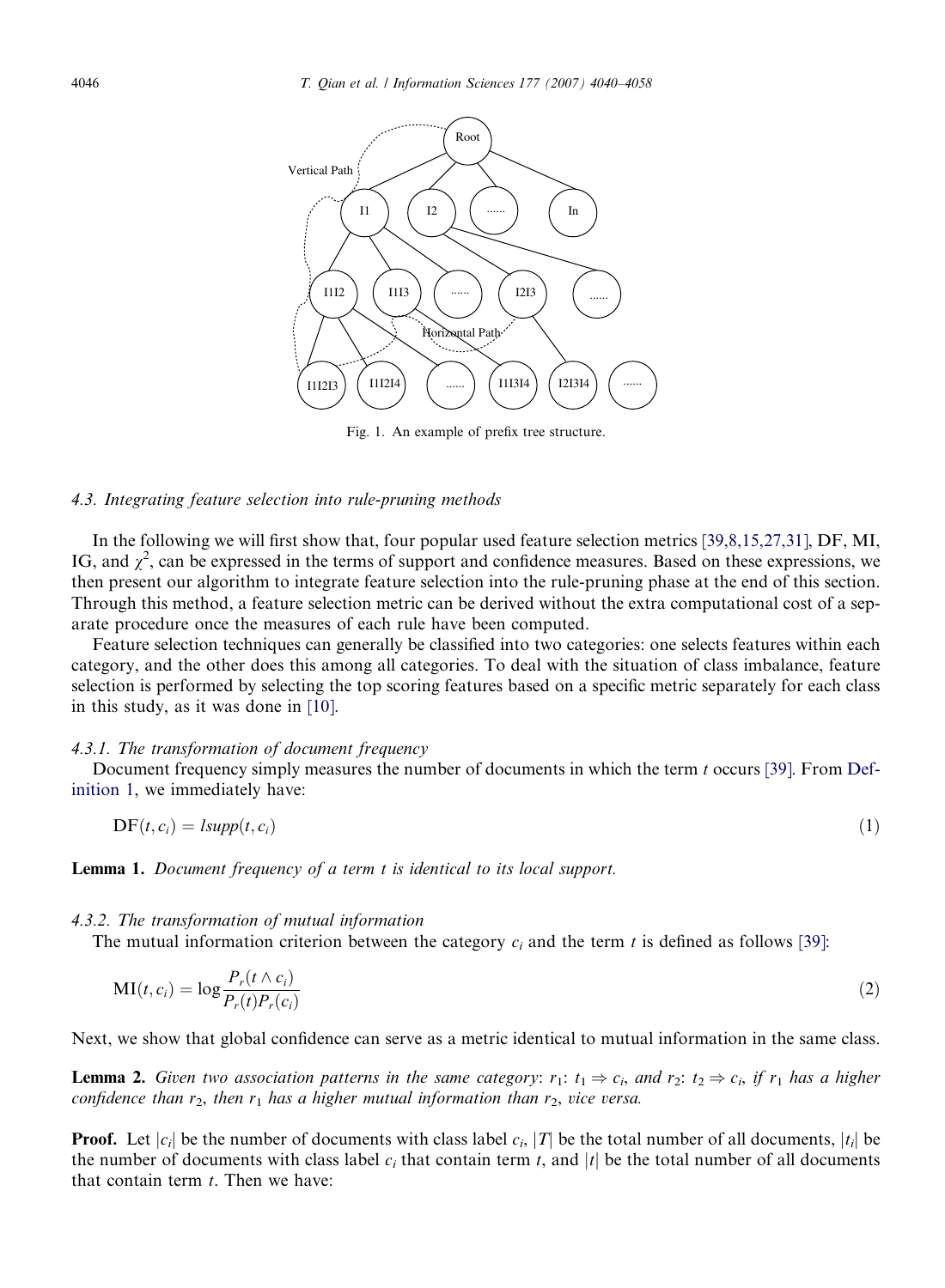Fig. 1. An example of prefix tree structure.

### 4.3. Integrating feature selection into rule-pruning methods

In the following we will first show that, four popular used feature selection metrics [39,8,15,27,31], DF, MI, IG, and $\chi^2$, can be expressed in the terms of support and confidence measures. Based on these expressions, we then present our algorithm to integrate feature selection into the rule-pruning phase at the end of this section. Through this method, a feature selection metric can be derived without the extra computational cost of a separate procedure once the measures of each rule have been computed.

Feature selection techniques can generally be classified into two categories: one selects features within each category, and the other does this among all categories. To deal with the situation of class imbalance, feature selection is performed by selecting the top scoring features based on a specific metric separately for each class in this study, as it was done in [10].

#### 4.3.1. The transformation of document frequency

Document frequency simply measures the number of documents in which the term $t$ occurs [39]. From Definition 1, we immediately have:

$$\mathrm{DF}(t, c_i) = lsupp(t, c_i) \tag{1}$$

**Lemma 1.** *Document frequency of a term t is identical to its local support.*

#### 4.3.2. The transformation of mutual information

The mutual information criterion between the category $c_i$ and the term $t$ is defined as follows [39]:

$$\mathrm{MI}(t, c_i) = \log \frac{P_r(t \wedge c_i)}{P_r(t)P_r(c_i)} \tag{2}$$

Next, we show that global confidence can serve as a metric identical to mutual information in the same class.

**Lemma 2.** *Given two association patterns in the same category: $r_1$: $t_1 \Rightarrow c_i$, and $r_2$: $t_2 \Rightarrow c_i$, if $r_1$ has a higher confidence than $r_2$, then $r_1$ has a higher mutual information than $r_2$, vice versa.*

**Proof.** Let $|c_i|$ be the number of documents with class label $c_i$, $|T|$ be the total number of all documents, $|t_i|$ be the number of documents with class label $c_i$ that contain term $t$, and $|t|$ be the total number of all documents that contain term $t$. Then we have: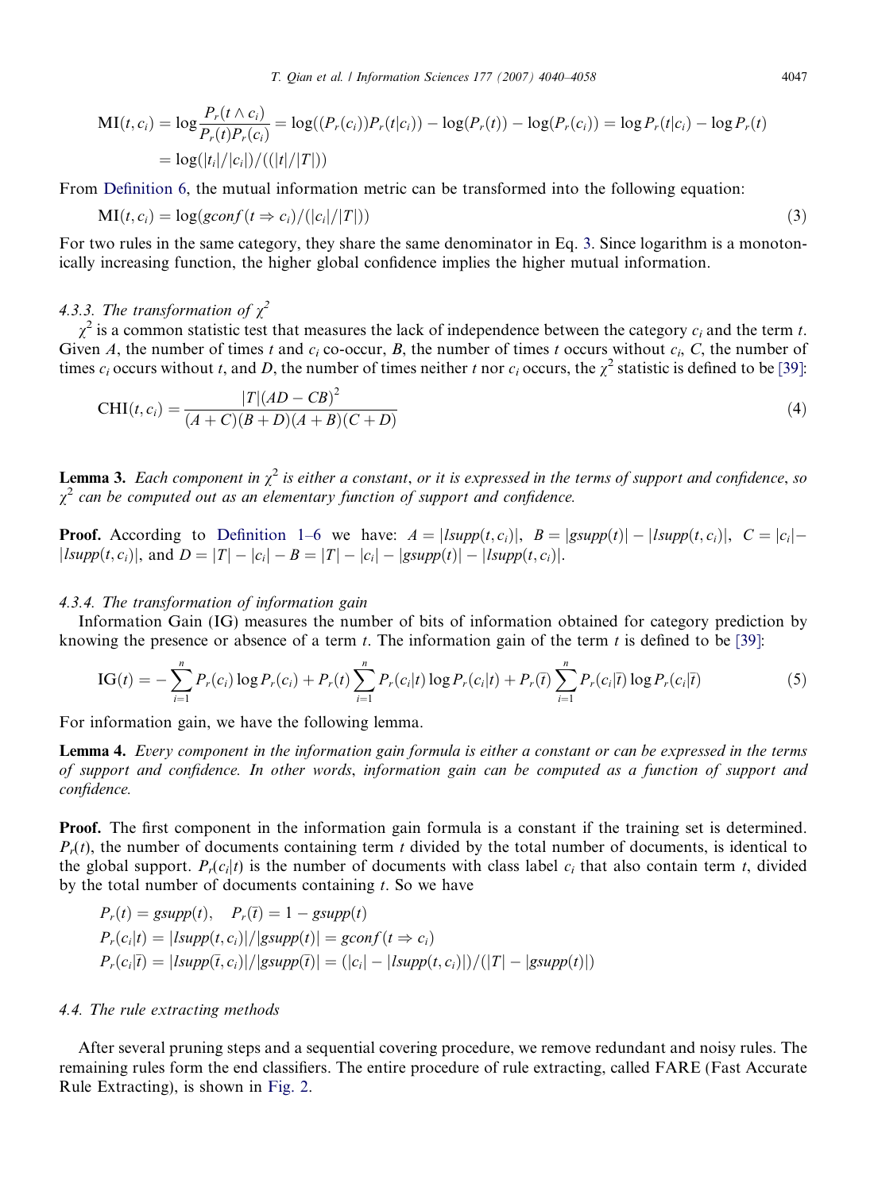$$\begin{aligned}\mathrm{MI}(t, c_i) &= \log \frac{P_r(t \wedge c_i)}{P_r(t)P_r(c_i)} = \log((P_r(c_i))P_r(t|c_i)) - \log(P_r(t)) - \log(P_r(c_i)) = \log P_r(t|c_i) - \log P_r(t) \\ &= \log(|t_i|/|c_i|)/((|t|/|T|))\end{aligned}$$

From Definition 6, the mutual information metric can be transformed into the following equation:

$$\mathrm{MI}(t, c_i) = \log(gconf(t \Rightarrow c_i)/(|c_i|/|T|)) \tag{3}$$

For two rules in the same category, they share the same denominator in Eq. 3. Since logarithm is a monotonically increasing function, the higher global confidence implies the higher mutual information.

#### 4.3.3. The transformation of $\chi^2$

$\chi^2$ is a common statistic test that measures the lack of independence between the category $c_i$ and the term $t$. Given $A$, the number of times $t$ and $c_i$ co-occur, $B$, the number of times $t$ occurs without $c_i$, $C$, the number of times $c_i$ occurs without $t$, and $D$, the number of times neither $t$ nor $c_i$ occurs, the $\chi^2$ statistic is defined to be [39]:

$$\mathrm{CHI}(t, c_i) = \frac{|T|(AD - CB)^2}{(A + C)(B + D)(A + B)(C + D)} \tag{4}$$

**Lemma 3.** *Each component in $\chi^2$ is either a constant, or it is expressed in the terms of support and confidence, so $\chi^2$ can be computed out as an elementary function of support and confidence.*

**Proof.** According to Definition 1–6 we have: $A = |lsupp(t, c_i)|$, $B = |gsupp(t)| - |lsupp(t, c_i)|$, $C = |c_i| - |lsupp(t, c_i)|$, and $D = |T| - |c_i| - B = |T| - |c_i| - |gsupp(t)| - |lsupp(t, c_i)|$.

#### 4.3.4. The transformation of information gain

Information Gain (IG) measures the number of bits of information obtained for category prediction by knowing the presence or absence of a term $t$. The information gain of the term $t$ is defined to be [39]:

$$\mathrm{IG}(t) = -\sum_{i=1}^{n} P_r(c_i)\log P_r(c_i) + P_r(t)\sum_{i=1}^{n} P_r(c_i|t)\log P_r(c_i|t) + P_r(\bar{t})\sum_{i=1}^{n} P_r(c_i|\bar{t})\log P_r(c_i|\bar{t}) \tag{5}$$

For information gain, we have the following lemma.

**Lemma 4.** *Every component in the information gain formula is either a constant or can be expressed in the terms of support and confidence. In other words, information gain can be computed as a function of support and confidence.*

**Proof.** The first component in the information gain formula is a constant if the training set is determined. $P_r(t)$, the number of documents containing term $t$ divided by the total number of documents, is identical to the global support. $P_r(c_i|t)$ is the number of documents with class label $c_i$ that also contain term $t$, divided by the total number of documents containing $t$. So we have

$$\begin{aligned}&P_r(t) = gsupp(t), \quad P_r(\bar{t}) = 1 - gsupp(t) \\ &P_r(c_i|t) = |lsupp(t, c_i)|/|gsupp(t)| = gconf(t \Rightarrow c_i) \\ &P_r(c_i|\bar{t}) = |lsupp(\bar{t}, c_i)|/|gsupp(\bar{t})| = (|c_i| - |lsupp(t, c_i)|)/(|T| - |gsupp(t)|)\end{aligned}$$

### 4.4. The rule extracting methods

After several pruning steps and a sequential covering procedure, we remove redundant and noisy rules. The remaining rules form the end classifiers. The entire procedure of rule extracting, called FARE (Fast Accurate Rule Extracting), is shown in Fig. 2.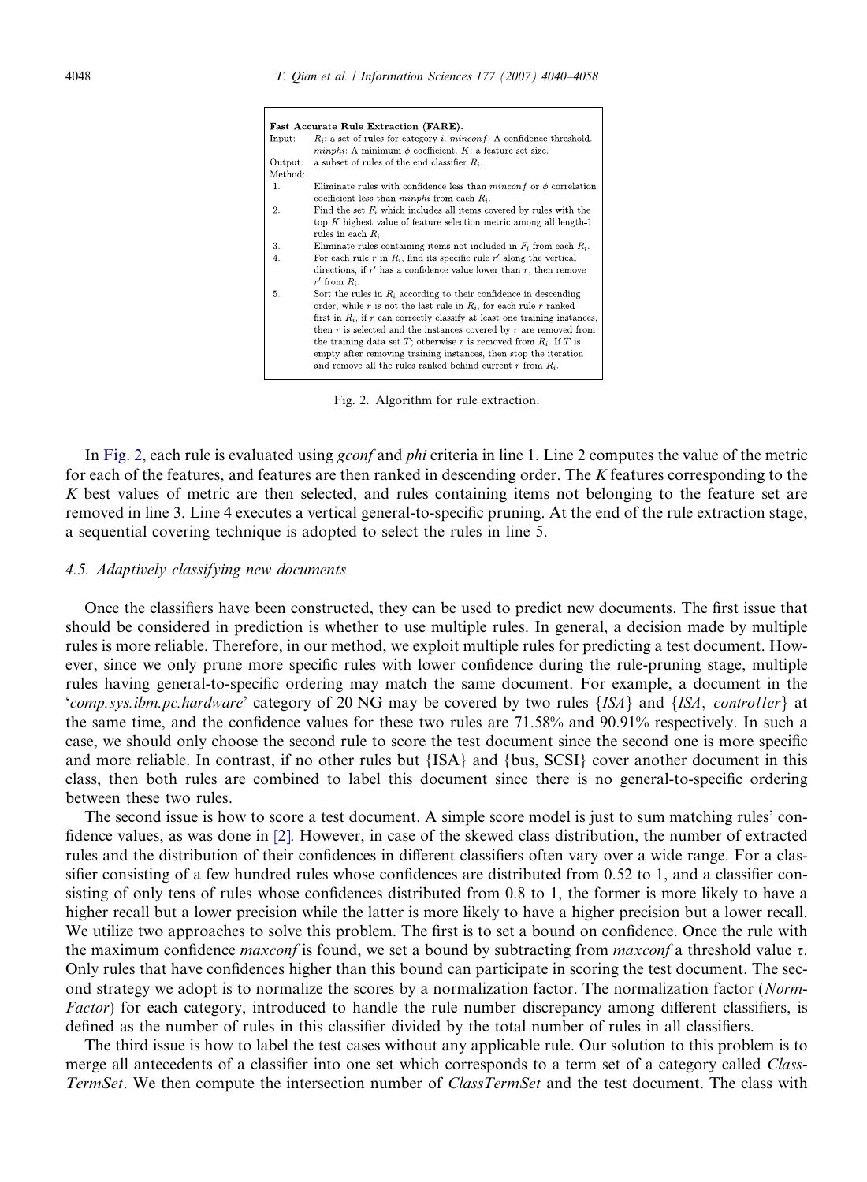**Fast Accurate Rule Extraction (FARE).**

Input: $R_i$: a set of rules for category $i$. $minconf$: A confidence threshold. $minphi$: A minimum $\phi$ coefficient. $K$: a feature set size.

Output: a subset of rules of the end classifier $R_i$.

Method:

1. Eliminate rules with confidence less than $minconf$ or $\phi$ correlation coefficient less than $minphi$ from each $R_i$.
2. Find the set $F_i$ which includes all items covered by rules with the top $K$ highest value of feature selection metric among all length-1 rules in each $R_i$
3. Eliminate rules containing items not included in $F_i$ from each $R_i$.
4. For each rule $r$ in $R_i$, find its specific rule $r'$ along the vertical directions, if $r'$ has a confidence value lower than $r$, then remove $r'$ from $R_i$.
5. Sort the rules in $R_i$ according to their confidence in descending order, while $r$ is not the last rule in $R_i$, for each rule $r$ ranked first in $R_i$, if $r$ can correctly classify at least one training instances, then $r$ is selected and the instances covered by $r$ are removed from the training data set $T$; otherwise $r$ is removed from $R_i$. If $T$ is empty after removing training instances, then stop the iteration and remove all the rules ranked behind current $r$ from $R_i$.

Fig. 2. Algorithm for rule extraction.

In Fig. 2, each rule is evaluated using *gconf* and *phi* criteria in line 1. Line 2 computes the value of the metric for each of the features, and features are then ranked in descending order. The $K$ features corresponding to the $K$ best values of metric are then selected, and rules containing items not belonging to the feature set are removed in line 3. Line 4 executes a vertical general-to-specific pruning. At the end of the rule extraction stage, a sequential covering technique is adopted to select the rules in line 5.

### 4.5. Adaptively classifying new documents

Once the classifiers have been constructed, they can be used to predict new documents. The first issue that should be considered in prediction is whether to use multiple rules. In general, a decision made by multiple rules is more reliable. Therefore, in our method, we exploit multiple rules for predicting a test document. However, since we only prune more specific rules with lower confidence during the rule-pruning stage, multiple rules having general-to-specific ordering may match the same document. For example, a document in the '*comp.sys.ibm.pc.hardware*' category of 20 NG may be covered by two rules {*ISA*} and {*ISA*, *controller*} at the same time, and the confidence values for these two rules are 71.58% and 90.91% respectively. In such a case, we should only choose the second rule to score the test document since the second one is more specific and more reliable. In contrast, if no other rules but {ISA} and {bus, SCSI} cover another document in this class, then both rules are combined to label this document since there is no general-to-specific ordering between these two rules.

The second issue is how to score a test document. A simple score model is just to sum matching rules' confidence values, as was done in [2]. However, in case of the skewed class distribution, the number of extracted rules and the distribution of their confidences in different classifiers often vary over a wide range. For a classifier consisting of a few hundred rules whose confidences are distributed from 0.52 to 1, and a classifier consisting of only tens of rules whose confidences distributed from 0.8 to 1, the former is more likely to have a higher recall but a lower precision while the latter is more likely to have a higher precision but a lower recall. We utilize two approaches to solve this problem. The first is to set a bound on confidence. Once the rule with the maximum confidence *maxconf* is found, we set a bound by subtracting from *maxconf* a threshold value $\tau$. Only rules that have confidences higher than this bound can participate in scoring the test document. The second strategy we adopt is to normalize the scores by a normalization factor. The normalization factor (*NormFactor*) for each category, introduced to handle the rule number discrepancy among different classifiers, is defined as the number of rules in this classifier divided by the total number of rules in all classifiers.

The third issue is how to label the test cases without any applicable rule. Our solution to this problem is to merge all antecedents of a classifier into one set which corresponds to a term set of a category called *ClassTermSet*. We then compute the intersection number of *ClassTermSet* and the test document. The class with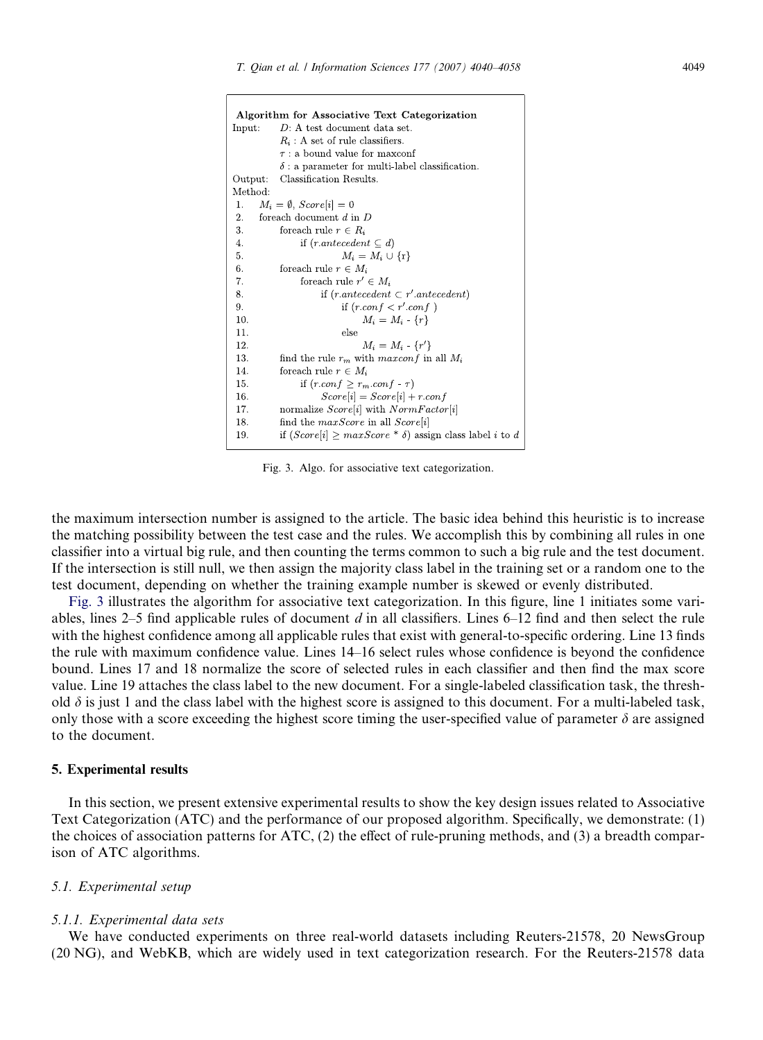**Algorithm for Associative Text Categorization**

```
Input:   D: A test document data set.
         R_i : A set of rule classifiers.
         τ : a bound value for maxconf
         δ : a parameter for multi-label classification.
Output:  Classification Results.
Method:
 1.   M_i = ∅, Score[i] = 0
 2.   foreach document d in D
 3.       foreach rule r ∈ R_i
 4.           if (r.antecedent ⊆ d)
 5.               M_i = M_i ∪ {r}
 6.       foreach rule r ∈ M_i
 7.           foreach rule r' ∈ M_i
 8.               if (r.antecedent ⊂ r'.antecedent)
 9.                   if (r.conf < r'.conf )
10.                       M_i = M_i - {r}
11.                   else
12.                       M_i = M_i - {r'}
13.       find the rule r_m with maxconf in all M_i
14.       foreach rule r ∈ M_i
15.           if (r.conf ≥ r_m.conf - τ)
16.               Score[i] = Score[i] + r.conf
17.       normalize Score[i] with NormFactor[i]
18.       find the maxScore in all Score[i]
19.       if (Score[i] ≥ maxScore * δ) assign class label i to d
```

Fig. 3. Algo. for associative text categorization.

the maximum intersection number is assigned to the article. The basic idea behind this heuristic is to increase the matching possibility between the test case and the rules. We accomplish this by combining all rules in one classifier into a virtual big rule, and then counting the terms common to such a big rule and the test document. If the intersection is still null, we then assign the majority class label in the training set or a random one to the test document, depending on whether the training example number is skewed or evenly distributed.

Fig. 3 illustrates the algorithm for associative text categorization. In this figure, line 1 initiates some variables, lines 2–5 find applicable rules of document $d$ in all classifiers. Lines 6–12 find and then select the rule with the highest confidence among all applicable rules that exist with general-to-specific ordering. Line 13 finds the rule with maximum confidence value. Lines 14–16 select rules whose confidence is beyond the confidence bound. Lines 17 and 18 normalize the score of selected rules in each classifier and then find the max score value. Line 19 attaches the class label to the new document. For a single-labeled classification task, the threshold $\delta$ is just 1 and the class label with the highest score is assigned to this document. For a multi-labeled task, only those with a score exceeding the highest score timing the user-specified value of parameter $\delta$ are assigned to the document.

## 5. Experimental results

In this section, we present extensive experimental results to show the key design issues related to Associative Text Categorization (ATC) and the performance of our proposed algorithm. Specifically, we demonstrate: (1) the choices of association patterns for ATC, (2) the effect of rule-pruning methods, and (3) a breadth comparison of ATC algorithms.

### 5.1. Experimental setup

#### 5.1.1. Experimental data sets

We have conducted experiments on three real-world datasets including Reuters-21578, 20 NewsGroup (20 NG), and WebKB, which are widely used in text categorization research. For the Reuters-21578 data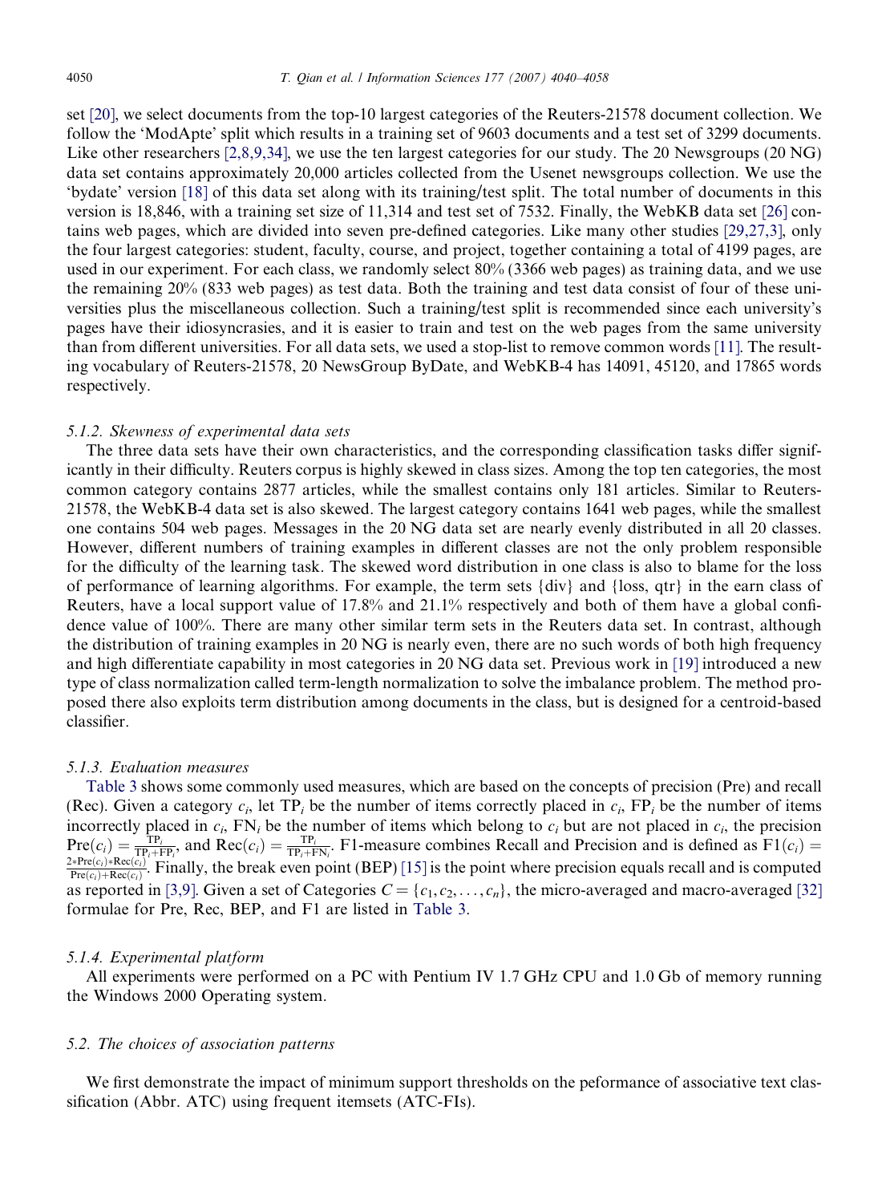set [20], we select documents from the top-10 largest categories of the Reuters-21578 document collection. We follow the 'ModApte' split which results in a training set of 9603 documents and a test set of 3299 documents. Like other researchers [2,8,9,34], we use the ten largest categories for our study. The 20 Newsgroups (20 NG) data set contains approximately 20,000 articles collected from the Usenet newsgroups collection. We use the 'bydate' version [18] of this data set along with its training/test split. The total number of documents in this version is 18,846, with a training set size of 11,314 and test set of 7532. Finally, the WebKB data set [26] contains web pages, which are divided into seven pre-defined categories. Like many other studies [29,27,3], only the four largest categories: student, faculty, course, and project, together containing a total of 4199 pages, are used in our experiment. For each class, we randomly select 80% (3366 web pages) as training data, and we use the remaining 20% (833 web pages) as test data. Both the training and test data consist of four of these universities plus the miscellaneous collection. Such a training/test split is recommended since each university's pages have their idiosyncrasies, and it is easier to train and test on the web pages from the same university than from different universities. For all data sets, we used a stop-list to remove common words [11]. The resulting vocabulary of Reuters-21578, 20 NewsGroup ByDate, and WebKB-4 has 14091, 45120, and 17865 words respectively.

#### 5.1.2. Skewness of experimental data sets

The three data sets have their own characteristics, and the corresponding classification tasks differ significantly in their difficulty. Reuters corpus is highly skewed in class sizes. Among the top ten categories, the most common category contains 2877 articles, while the smallest contains only 181 articles. Similar to Reuters-21578, the WebKB-4 data set is also skewed. The largest category contains 1641 web pages, while the smallest one contains 504 web pages. Messages in the 20 NG data set are nearly evenly distributed in all 20 classes. However, different numbers of training examples in different classes are not the only problem responsible for the difficulty of the learning task. The skewed word distribution in one class is also to blame for the loss of performance of learning algorithms. For example, the term sets {div} and {loss, qtr} in the earn class of Reuters, have a local support value of 17.8% and 21.1% respectively and both of them have a global confidence value of 100%. There are many other similar term sets in the Reuters data set. In contrast, although the distribution of training examples in 20 NG is nearly even, there are no such words of both high frequency and high differentiate capability in most categories in 20 NG data set. Previous work in [19] introduced a new type of class normalization called term-length normalization to solve the imbalance problem. The method proposed there also exploits term distribution among documents in the class, but is designed for a centroid-based classifier.

#### 5.1.3. Evaluation measures

Table 3 shows some commonly used measures, which are based on the concepts of precision (Pre) and recall (Rec). Given a category $c_i$, let $\mathrm{TP}_i$ be the number of items correctly placed in $c_i$, $\mathrm{FP}_i$ be the number of items incorrectly placed in $c_i$, $\mathrm{FN}_i$ be the number of items which belong to $c_i$ but are not placed in $c_i$, the precision $\mathrm{Pre}(c_i) = \frac{\mathrm{TP}_i}{\mathrm{TP}_i + \mathrm{FP}_i}$, and $\mathrm{Rec}(c_i) = \frac{\mathrm{TP}_i}{\mathrm{TP}_i + \mathrm{FN}_i}$. F1-measure combines Recall and Precision and is defined as $\mathrm{F1}(c_i) = \frac{2 * \mathrm{Pre}(c_i) * \mathrm{Rec}(c_i)}{\mathrm{Pre}(c_i) + \mathrm{Rec}(c_i)}$. Finally, the break even point (BEP) [15] is the point where precision equals recall and is computed as reported in [3,9]. Given a set of Categories $C = \{c_1, c_2, \ldots, c_n\}$, the micro-averaged and macro-averaged [32] formulae for Pre, Rec, BEP, and F1 are listed in Table 3.

#### 5.1.4. Experimental platform

All experiments were performed on a PC with Pentium IV 1.7 GHz CPU and 1.0 Gb of memory running the Windows 2000 Operating system.

### 5.2. The choices of association patterns

We first demonstrate the impact of minimum support thresholds on the peformance of associative text classification (Abbr. ATC) using frequent itemsets (ATC-FIs).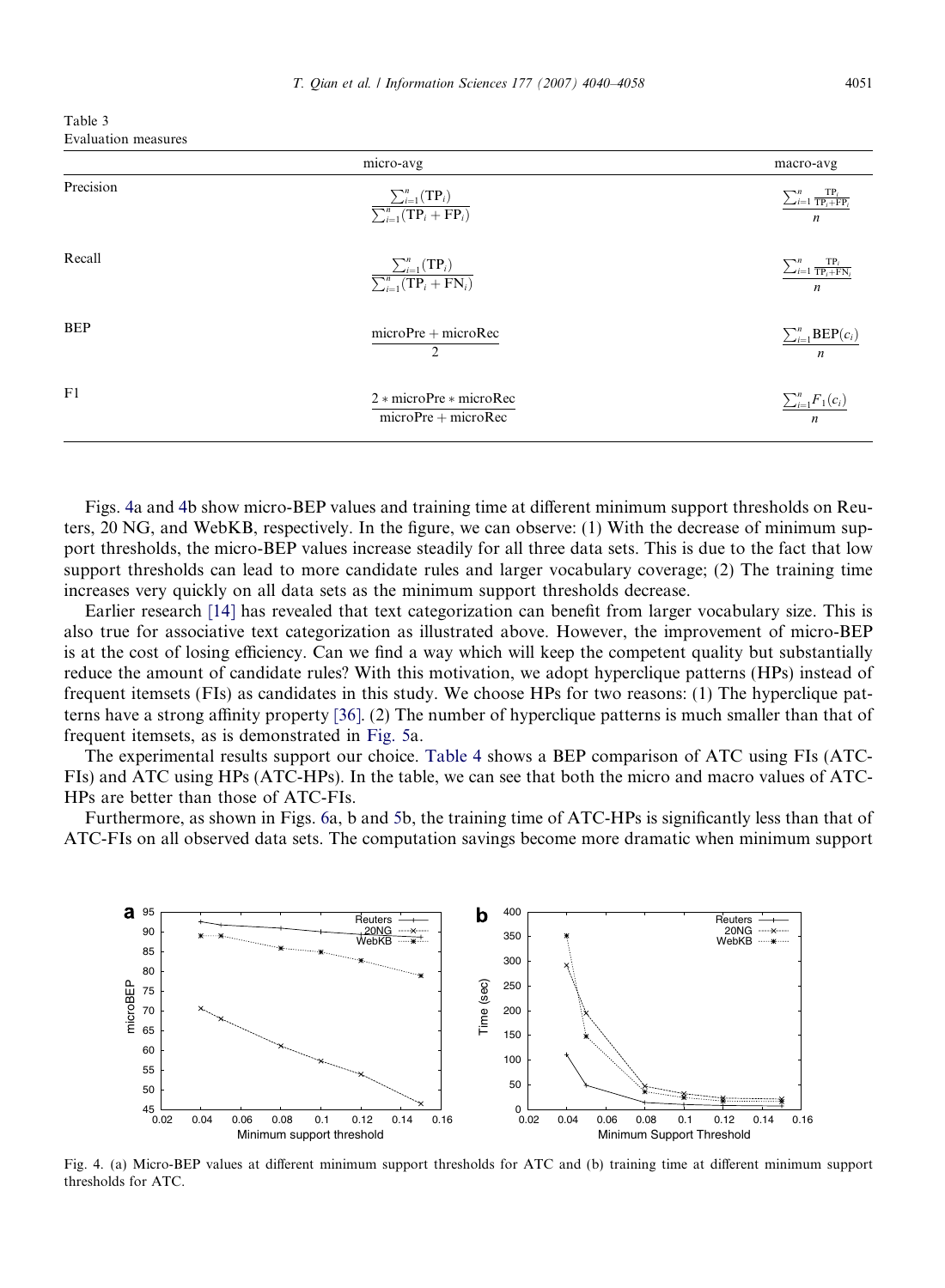Table 3
Evaluation measures

| | micro-avg | macro-avg |
|---|---|---|
| Precision | $\frac{\sum_{i=1}^{n}(\mathrm{TP}_i)}{\sum_{i=1}^{n}(\mathrm{TP}_i + \mathrm{FP}_i)}$ | $\frac{\sum_{i=1}^{n}\frac{\mathrm{TP}_i}{\mathrm{TP}_i+\mathrm{FP}_i}}{n}$ |
| Recall | $\frac{\sum_{i=1}^{n}(\mathrm{TP}_i)}{\sum_{i=1}^{n}(\mathrm{TP}_i + \mathrm{FN}_i)}$ | $\frac{\sum_{i=1}^{n}\frac{\mathrm{TP}_i}{\mathrm{TP}_i+\mathrm{FN}_i}}{n}$ |
| BEP | $\frac{\mathrm{microPre} + \mathrm{microRec}}{2}$ | $\frac{\sum_{i=1}^{n}\mathrm{BEP}(c_i)}{n}$ |
| F1 | $\frac{2 * \mathrm{microPre} * \mathrm{microRec}}{\mathrm{microPre} + \mathrm{microRec}}$ | $\frac{\sum_{i=1}^{n}F_1(c_i)}{n}$ |

Figs. 4a and 4b show micro-BEP values and training time at different minimum support thresholds on Reuters, 20 NG, and WebKB, respectively. In the figure, we can observe: (1) With the decrease of minimum support thresholds, the micro-BEP values increase steadily for all three data sets. This is due to the fact that low support thresholds can lead to more candidate rules and larger vocabulary coverage; (2) The training time increases very quickly on all data sets as the minimum support thresholds decrease.

Earlier research [14] has revealed that text categorization can benefit from larger vocabulary size. This is also true for associative text categorization as illustrated above. However, the improvement of micro-BEP is at the cost of losing efficiency. Can we find a way which will keep the competent quality but substantially reduce the amount of candidate rules? With this motivation, we adopt hyperclique patterns (HPs) instead of frequent itemsets (FIs) as candidates in this study. We choose HPs for two reasons: (1) The hyperclique patterns have a strong affinity property [36]. (2) The number of hyperclique patterns is much smaller than that of frequent itemsets, as is demonstrated in Fig. 5a.

The experimental results support our choice. Table 4 shows a BEP comparison of ATC using FIs (ATC-FIs) and ATC using HPs (ATC-HPs). In the table, we can see that both the micro and macro values of ATC-HPs are better than those of ATC-FIs.

Furthermore, as shown in Figs. 6a, b and 5b, the training time of ATC-HPs is significantly less than that of ATC-FIs on all observed data sets. The computation savings become more dramatic when minimum support

Fig. 4. (a) Micro-BEP values at different minimum support thresholds for ATC and (b) training time at different minimum support thresholds for ATC.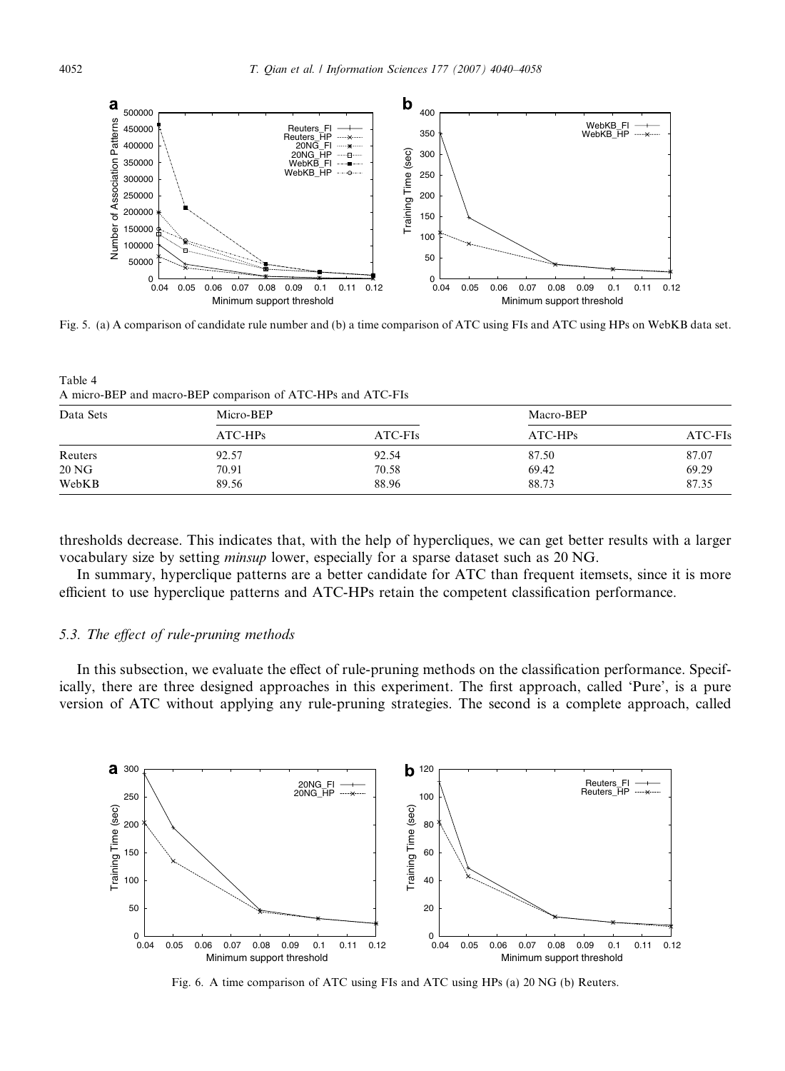Fig. 5. (a) A comparison of candidate rule number and (b) a time comparison of ATC using FIs and ATC using HPs on WebKB data set.

Table 4
A micro-BEP and macro-BEP comparison of ATC-HPs and ATC-FIs

| Data Sets | Micro-BEP | | Macro-BEP | |
|---|---|---|---|---|
| | ATC-HPs | ATC-FIs | ATC-HPs | ATC-FIs |
| Reuters | 92.57 | 92.54 | 87.50 | 87.07 |
| 20 NG | 70.91 | 70.58 | 69.42 | 69.29 |
| WebKB | 89.56 | 88.96 | 88.73 | 87.35 |

thresholds decrease. This indicates that, with the help of hypercliques, we can get better results with a larger vocabulary size by setting *minsup* lower, especially for a sparse dataset such as 20 NG.

In summary, hyperclique patterns are a better candidate for ATC than frequent itemsets, since it is more efficient to use hyperclique patterns and ATC-HPs retain the competent classification performance.

### 5.3. The effect of rule-pruning methods

In this subsection, we evaluate the effect of rule-pruning methods on the classification performance. Specifically, there are three designed approaches in this experiment. The first approach, called 'Pure', is a pure version of ATC without applying any rule-pruning strategies. The second is a complete approach, called

Fig. 6. A time comparison of ATC using FIs and ATC using HPs (a) 20 NG (b) Reuters.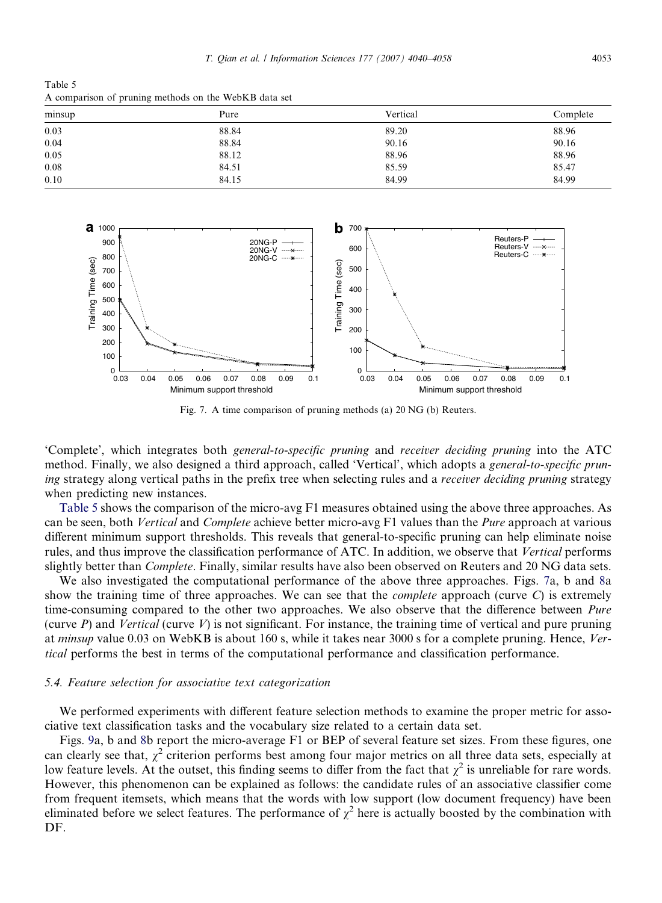Table 5
A comparison of pruning methods on the WebKB data set

| minsup | Pure | Vertical | Complete |
|---|---|---|---|
| 0.03 | 88.84 | 89.20 | 88.96 |
| 0.04 | 88.84 | 90.16 | 90.16 |
| 0.05 | 88.12 | 88.96 | 88.96 |
| 0.08 | 84.51 | 85.59 | 85.47 |
| 0.10 | 84.15 | 84.99 | 84.99 |

Fig. 7. A time comparison of pruning methods (a) 20 NG (b) Reuters.

'Complete', which integrates both *general-to-specific pruning* and *receiver deciding pruning* into the ATC method. Finally, we also designed a third approach, called 'Vertical', which adopts a *general-to-specific pruning* strategy along vertical paths in the prefix tree when selecting rules and a *receiver deciding pruning* strategy when predicting new instances.

Table 5 shows the comparison of the micro-avg F1 measures obtained using the above three approaches. As can be seen, both *Vertical* and *Complete* achieve better micro-avg F1 values than the *Pure* approach at various different minimum support thresholds. This reveals that general-to-specific pruning can help eliminate noise rules, and thus improve the classification performance of ATC. In addition, we observe that *Vertical* performs slightly better than *Complete*. Finally, similar results have also been observed on Reuters and 20 NG data sets.

We also investigated the computational performance of the above three approaches. Figs. 7a, b and 8a show the training time of three approaches. We can see that the *complete* approach (curve *C*) is extremely time-consuming compared to the other two approaches. We also observe that the difference between *Pure* (curve *P*) and *Vertical* (curve *V*) is not significant. For instance, the training time of vertical and pure pruning at *minsup* value 0.03 on WebKB is about 160 s, while it takes near 3000 s for a complete pruning. Hence, *Vertical* performs the best in terms of the computational performance and classification performance.

### 5.4. Feature selection for associative text categorization

We performed experiments with different feature selection methods to examine the proper metric for associative text classification tasks and the vocabulary size related to a certain data set.

Figs. 9a, b and 8b report the micro-average F1 or BEP of several feature set sizes. From these figures, one can clearly see that, $\chi^2$ criterion performs best among four major metrics on all three data sets, especially at low feature levels. At the outset, this finding seems to differ from the fact that $\chi^2$ is unreliable for rare words. However, this phenomenon can be explained as follows: the candidate rules of an associative classifier come from frequent itemsets, which means that the words with low support (low document frequency) have been eliminated before we select features. The performance of $\chi^2$ here is actually boosted by the combination with DF.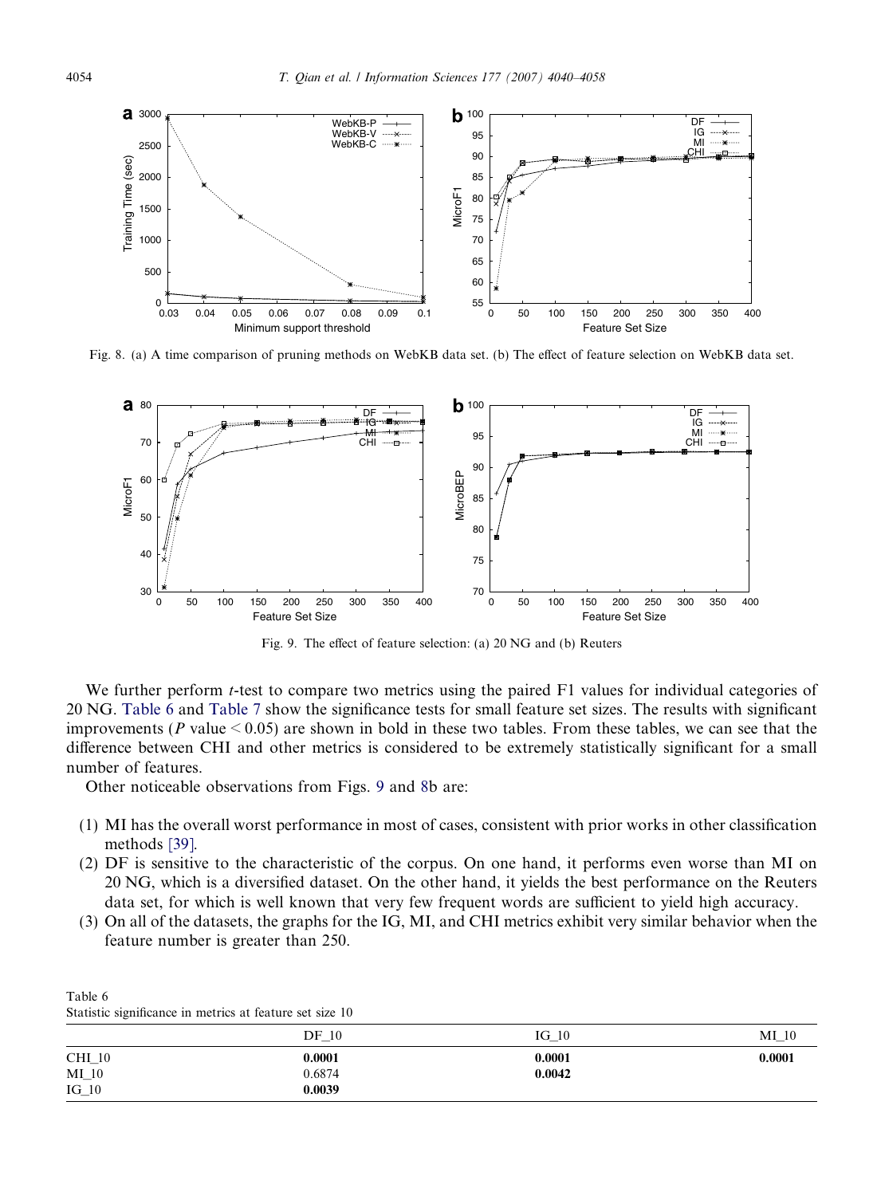Fig. 8. (a) A time comparison of pruning methods on WebKB data set. (b) The effect of feature selection on WebKB data set.

Fig. 9. The effect of feature selection: (a) 20 NG and (b) Reuters

We further perform *t*-test to compare two metrics using the paired F1 values for individual categories of 20 NG. Table 6 and Table 7 show the significance tests for small feature set sizes. The results with significant improvements ($P$ value $< 0.05$) are shown in bold in these two tables. From these tables, we can see that the difference between CHI and other metrics is considered to be extremely statistically significant for a small number of features.

Other noticeable observations from Figs. 9 and 8b are:

(1) MI has the overall worst performance in most of cases, consistent with prior works in other classification methods [39].
(2) DF is sensitive to the characteristic of the corpus. On one hand, it performs even worse than MI on 20 NG, which is a diversified dataset. On the other hand, it yields the best performance on the Reuters data set, for which is well known that very few frequent words are sufficient to yield high accuracy.
(3) On all of the datasets, the graphs for the IG, MI, and CHI metrics exhibit very similar behavior when the feature number is greater than 250.

Table 6
Statistic significance in metrics at feature set size 10

| | DF_10 | IG_10 | MI_10 |
|---|---|---|---|
| CHI_10 | **0.0001** | **0.0001** | **0.0001** |
| MI_10 | 0.6874 | **0.0042** | |
| IG_10 | **0.0039** | | |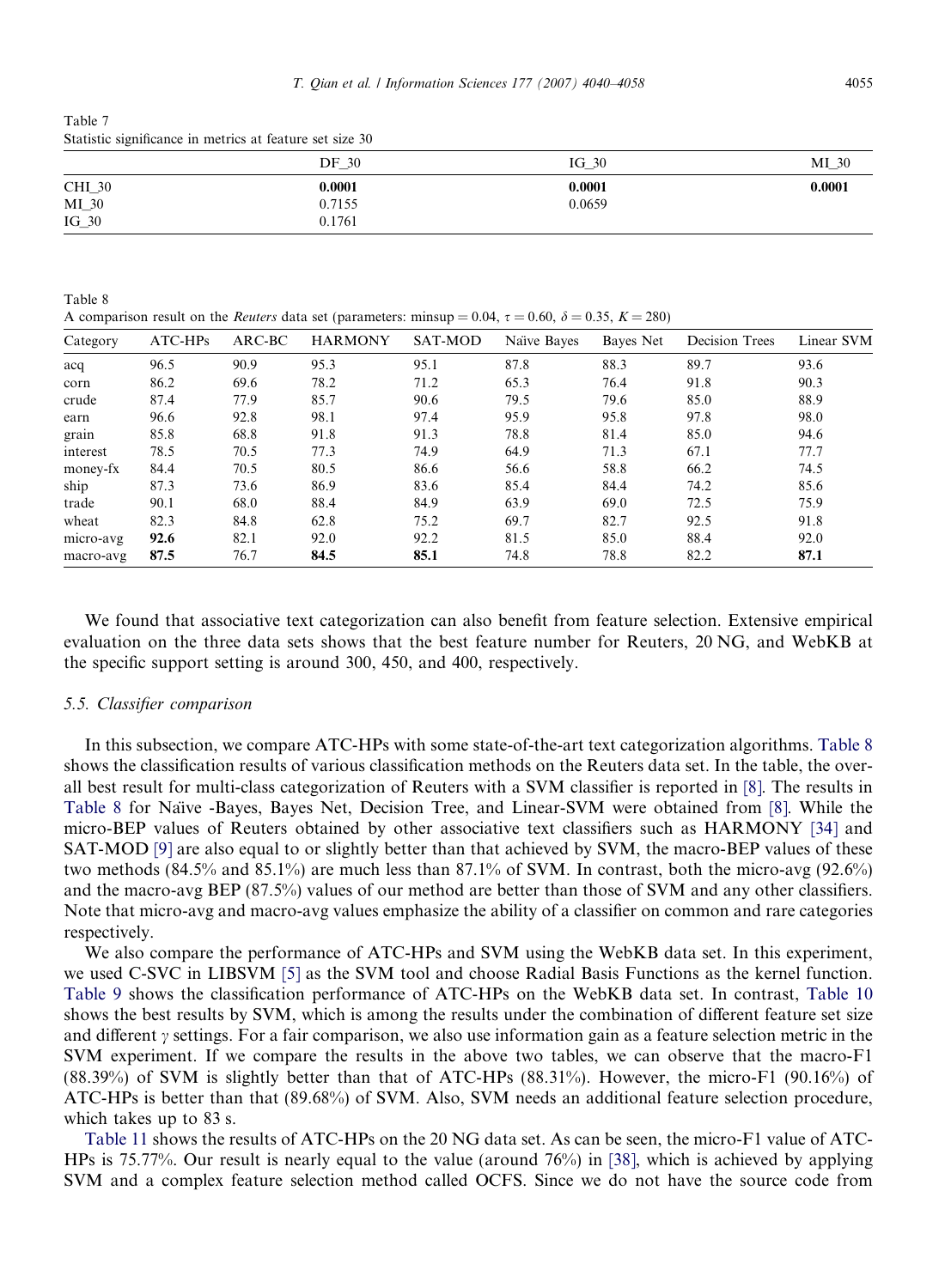Table 7
Statistic significance in metrics at feature set size 30

| | DF_30 | IG_30 | MI_30 |
|---|---|---|---|
| CHI_30 | **0.0001** | **0.0001** | **0.0001** |
| MI_30 | 0.7155 | 0.0659 | |
| IG_30 | 0.1761 | | |

Table 8
A comparison result on the *Reuters* data set (parameters: minsup = 0.04, $\tau = 0.60$, $\delta = 0.35$, $K = 280$)

| Category | ATC-HPs | ARC-BC | HARMONY | SAT-MOD | Naïve Bayes | Bayes Net | Decision Trees | Linear SVM |
|---|---|---|---|---|---|---|---|---|
| acq | 96.5 | 90.9 | 95.3 | 95.1 | 87.8 | 88.3 | 89.7 | 93.6 |
| corn | 86.2 | 69.6 | 78.2 | 71.2 | 65.3 | 76.4 | 91.8 | 90.3 |
| crude | 87.4 | 77.9 | 85.7 | 90.6 | 79.5 | 79.6 | 85.0 | 88.9 |
| earn | 96.6 | 92.8 | 98.1 | 97.4 | 95.9 | 95.8 | 97.8 | 98.0 |
| grain | 85.8 | 68.8 | 91.8 | 91.3 | 78.8 | 81.4 | 85.0 | 94.6 |
| interest | 78.5 | 70.5 | 77.3 | 74.9 | 64.9 | 71.3 | 67.1 | 77.7 |
| money-fx | 84.4 | 70.5 | 80.5 | 86.6 | 56.6 | 58.8 | 66.2 | 74.5 |
| ship | 87.3 | 73.6 | 86.9 | 83.6 | 85.4 | 84.4 | 74.2 | 85.6 |
| trade | 90.1 | 68.0 | 88.4 | 84.9 | 63.9 | 69.0 | 72.5 | 75.9 |
| wheat | 82.3 | 84.8 | 62.8 | 75.2 | 69.7 | 82.7 | 92.5 | 91.8 |
| micro-avg | **92.6** | 82.1 | 92.0 | 92.2 | 81.5 | 85.0 | 88.4 | 92.0 |
| macro-avg | **87.5** | 76.7 | **84.5** | **85.1** | 74.8 | 78.8 | 82.2 | **87.1** |

We found that associative text categorization can also benefit from feature selection. Extensive empirical evaluation on the three data sets shows that the best feature number for Reuters, 20 NG, and WebKB at the specific support setting is around 300, 450, and 400, respectively.

### 5.5. Classifier comparison

In this subsection, we compare ATC-HPs with some state-of-the-art text categorization algorithms. Table 8 shows the classification results of various classification methods on the Reuters data set. In the table, the overall best result for multi-class categorization of Reuters with a SVM classifier is reported in [8]. The results in Table 8 for Naïve -Bayes, Bayes Net, Decision Tree, and Linear-SVM were obtained from [8]. While the micro-BEP values of Reuters obtained by other associative text classifiers such as HARMONY [34] and SAT-MOD [9] are also equal to or slightly better than that achieved by SVM, the macro-BEP values of these two methods (84.5% and 85.1%) are much less than 87.1% of SVM. In contrast, both the micro-avg (92.6%) and the macro-avg BEP (87.5%) values of our method are better than those of SVM and any other classifiers. Note that micro-avg and macro-avg values emphasize the ability of a classifier on common and rare categories respectively.

We also compare the performance of ATC-HPs and SVM using the WebKB data set. In this experiment, we used C-SVC in LIBSVM [5] as the SVM tool and choose Radial Basis Functions as the kernel function. Table 9 shows the classification performance of ATC-HPs on the WebKB data set. In contrast, Table 10 shows the best results by SVM, which is among the results under the combination of different feature set size and different $\gamma$ settings. For a fair comparison, we also use information gain as a feature selection metric in the SVM experiment. If we compare the results in the above two tables, we can observe that the macro-F1 (88.39%) of SVM is slightly better than that of ATC-HPs (88.31%). However, the micro-F1 (90.16%) of ATC-HPs is better than that (89.68%) of SVM. Also, SVM needs an additional feature selection procedure, which takes up to 83 s.

Table 11 shows the results of ATC-HPs on the 20 NG data set. As can be seen, the micro-F1 value of ATC-HPs is 75.77%. Our result is nearly equal to the value (around 76%) in [38], which is achieved by applying SVM and a complex feature selection method called OCFS. Since we do not have the source code from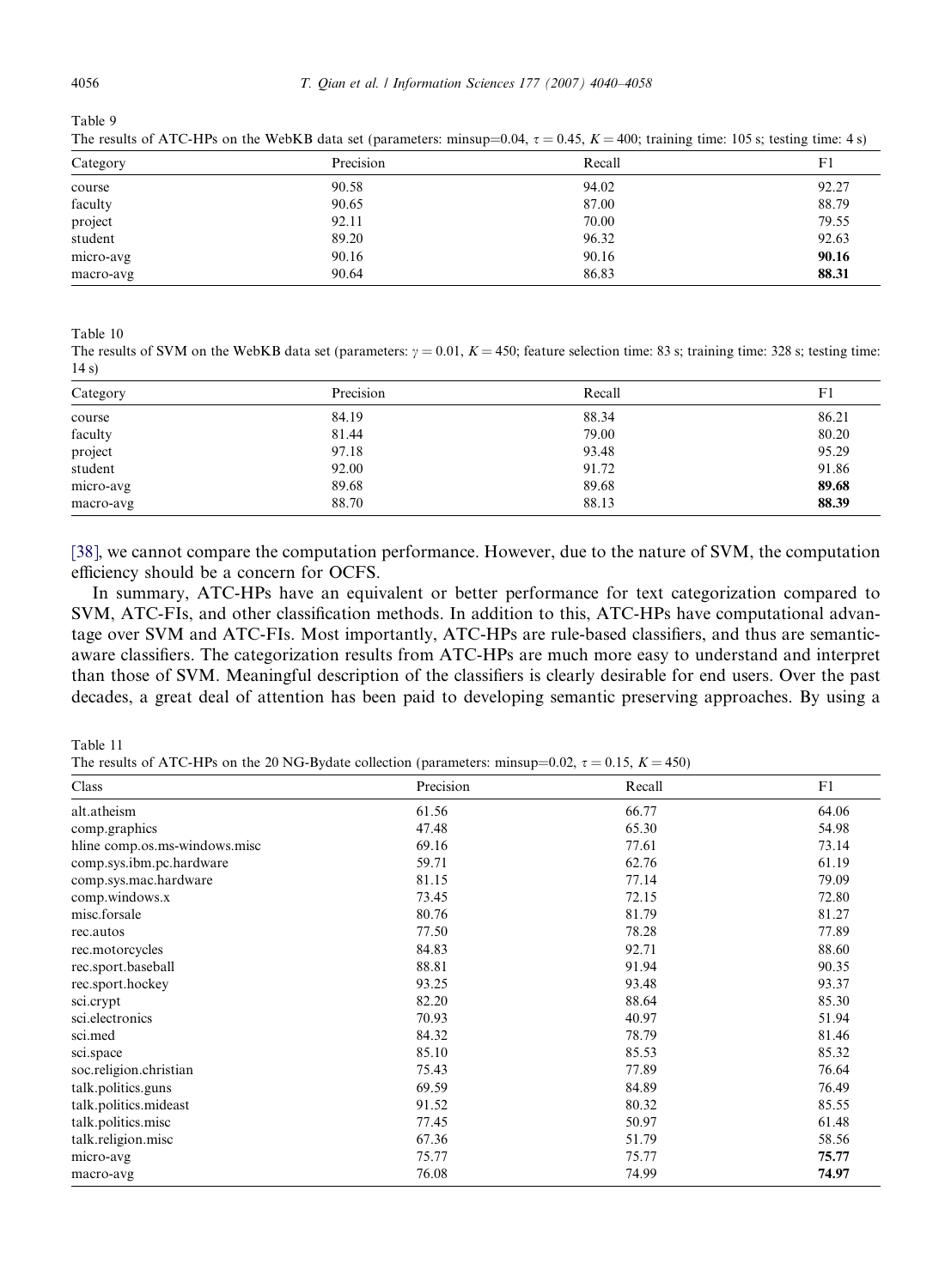Table 9

The results of ATC-HPs on the WebKB data set (parameters: minsup=0.04, $\tau = 0.45$, $K = 400$; training time: 105 s; testing time: 4 s)

| Category | Precision | Recall | F1 |
|---|---|---|---|
| course | 90.58 | 94.02 | 92.27 |
| faculty | 90.65 | 87.00 | 88.79 |
| project | 92.11 | 70.00 | 79.55 |
| student | 89.20 | 96.32 | 92.63 |
| micro-avg | 90.16 | 90.16 | **90.16** |
| macro-avg | 90.64 | 86.83 | **88.31** |

Table 10

The results of SVM on the WebKB data set (parameters: $\gamma = 0.01$, $K = 450$; feature selection time: 83 s; training time: 328 s; testing time: 14 s)

| Category | Precision | Recall | F1 |
|---|---|---|---|
| course | 84.19 | 88.34 | 86.21 |
| faculty | 81.44 | 79.00 | 80.20 |
| project | 97.18 | 93.48 | 95.29 |
| student | 92.00 | 91.72 | 91.86 |
| micro-avg | 89.68 | 89.68 | **89.68** |
| macro-avg | 88.70 | 88.13 | **88.39** |

[38], we cannot compare the computation performance. However, due to the nature of SVM, the computation efficiency should be a concern for OCFS.

In summary, ATC-HPs have an equivalent or better performance for text categorization compared to SVM, ATC-FIs, and other classification methods. In addition to this, ATC-HPs have computational advantage over SVM and ATC-FIs. Most importantly, ATC-HPs are rule-based classifiers, and thus are semantic-aware classifiers. The categorization results from ATC-HPs are much more easy to understand and interpret than those of SVM. Meaningful description of the classifiers is clearly desirable for end users. Over the past decades, a great deal of attention has been paid to developing semantic preserving approaches. By using a

Table 11

The results of ATC-HPs on the 20 NG-Bydate collection (parameters: minsup=0.02, $\tau = 0.15$, $K = 450$)

| Class | Precision | Recall | F1 |
|---|---|---|---|
| alt.atheism | 61.56 | 66.77 | 64.06 |
| comp.graphics | 47.48 | 65.30 | 54.98 |
| hline comp.os.ms-windows.misc | 69.16 | 77.61 | 73.14 |
| comp.sys.ibm.pc.hardware | 59.71 | 62.76 | 61.19 |
| comp.sys.mac.hardware | 81.15 | 77.14 | 79.09 |
| comp.windows.x | 73.45 | 72.15 | 72.80 |
| misc.forsale | 80.76 | 81.79 | 81.27 |
| rec.autos | 77.50 | 78.28 | 77.89 |
| rec.motorcycles | 84.83 | 92.71 | 88.60 |
| rec.sport.baseball | 88.81 | 91.94 | 90.35 |
| rec.sport.hockey | 93.25 | 93.48 | 93.37 |
| sci.crypt | 82.20 | 88.64 | 85.30 |
| sci.electronics | 70.93 | 40.97 | 51.94 |
| sci.med | 84.32 | 78.79 | 81.46 |
| sci.space | 85.10 | 85.53 | 85.32 |
| soc.religion.christian | 75.43 | 77.89 | 76.64 |
| talk.politics.guns | 69.59 | 84.89 | 76.49 |
| talk.politics.mideast | 91.52 | 80.32 | 85.55 |
| talk.politics.misc | 77.45 | 50.97 | 61.48 |
| talk.religion.misc | 67.36 | 51.79 | 58.56 |
| micro-avg | 75.77 | 75.77 | **75.77** |
| macro-avg | 76.08 | 74.99 | **74.97** |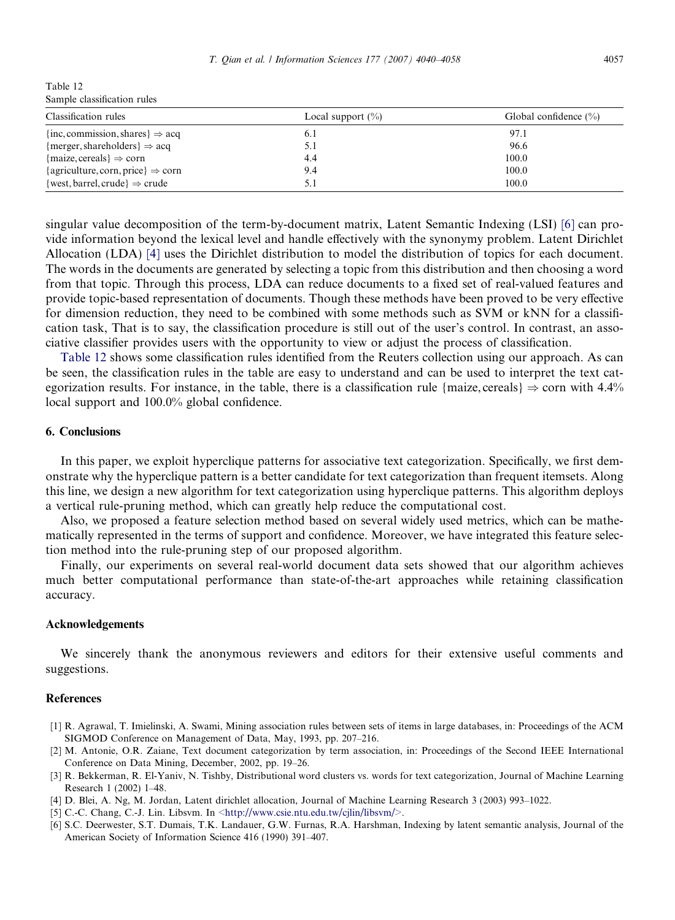Table 12
Sample classification rules

| Classification rules | Local support (%) | Global confidence (%) |
|---|---|---|
| $\{\text{inc}, \text{commission}, \text{shares}\} \Rightarrow \text{acq}$ | 6.1 | 97.1 |
| $\{\text{merger}, \text{shareholders}\} \Rightarrow \text{acq}$ | 5.1 | 96.6 |
| $\{\text{maize}, \text{cereals}\} \Rightarrow \text{corn}$ | 4.4 | 100.0 |
| $\{\text{agriculture}, \text{corn}, \text{price}\} \Rightarrow \text{corn}$ | 9.4 | 100.0 |
| $\{\text{west}, \text{barrel}, \text{crude}\} \Rightarrow \text{crude}$ | 5.1 | 100.0 |

singular value decomposition of the term-by-document matrix, Latent Semantic Indexing (LSI) [6] can provide information beyond the lexical level and handle effectively with the synonymy problem. Latent Dirichlet Allocation (LDA) [4] uses the Dirichlet distribution to model the distribution of topics for each document. The words in the documents are generated by selecting a topic from this distribution and then choosing a word from that topic. Through this process, LDA can reduce documents to a fixed set of real-valued features and provide topic-based representation of documents. Though these methods have been proved to be very effective for dimension reduction, they need to be combined with some methods such as SVM or kNN for a classification task, That is to say, the classification procedure is still out of the user's control. In contrast, an associative classifier provides users with the opportunity to view or adjust the process of classification.

Table 12 shows some classification rules identified from the Reuters collection using our approach. As can be seen, the classification rules in the table are easy to understand and can be used to interpret the text categorization results. For instance, in the table, there is a classification rule $\{\text{maize}, \text{cereals}\} \Rightarrow \text{corn}$ with 4.4% local support and 100.0% global confidence.

## 6. Conclusions

In this paper, we exploit hyperclique patterns for associative text categorization. Specifically, we first demonstrate why the hyperclique pattern is a better candidate for text categorization than frequent itemsets. Along this line, we design a new algorithm for text categorization using hyperclique patterns. This algorithm deploys a vertical rule-pruning method, which can greatly help reduce the computational cost.

Also, we proposed a feature selection method based on several widely used metrics, which can be mathematically represented in the terms of support and confidence. Moreover, we have integrated this feature selection method into the rule-pruning step of our proposed algorithm.

Finally, our experiments on several real-world document data sets showed that our algorithm achieves much better computational performance than state-of-the-art approaches while retaining classification accuracy.

## Acknowledgements

We sincerely thank the anonymous reviewers and editors for their extensive useful comments and suggestions.

## References

[1] R. Agrawal, T. Imielinski, A. Swami, Mining association rules between sets of items in large databases, in: Proceedings of the ACM SIGMOD Conference on Management of Data, May, 1993, pp. 207–216.

[2] M. Antonie, O.R. Zaiane, Text document categorization by term association, in: Proceedings of the Second IEEE International Conference on Data Mining, December, 2002, pp. 19–26.

[3] R. Bekkerman, R. El-Yaniv, N. Tishby, Distributional word clusters vs. words for text categorization, Journal of Machine Learning Research 1 (2002) 1–48.

[4] D. Blei, A. Ng, M. Jordan, Latent dirichlet allocation, Journal of Machine Learning Research 3 (2003) 993–1022.

[5] C.-C. Chang, C.-J. Lin. Libsvm. In <http://www.csie.ntu.edu.tw/cjlin/libsvm/>.

[6] S.C. Deerwester, S.T. Dumais, T.K. Landauer, G.W. Furnas, R.A. Harshman, Indexing by latent semantic analysis, Journal of the American Society of Information Science 416 (1990) 391–407.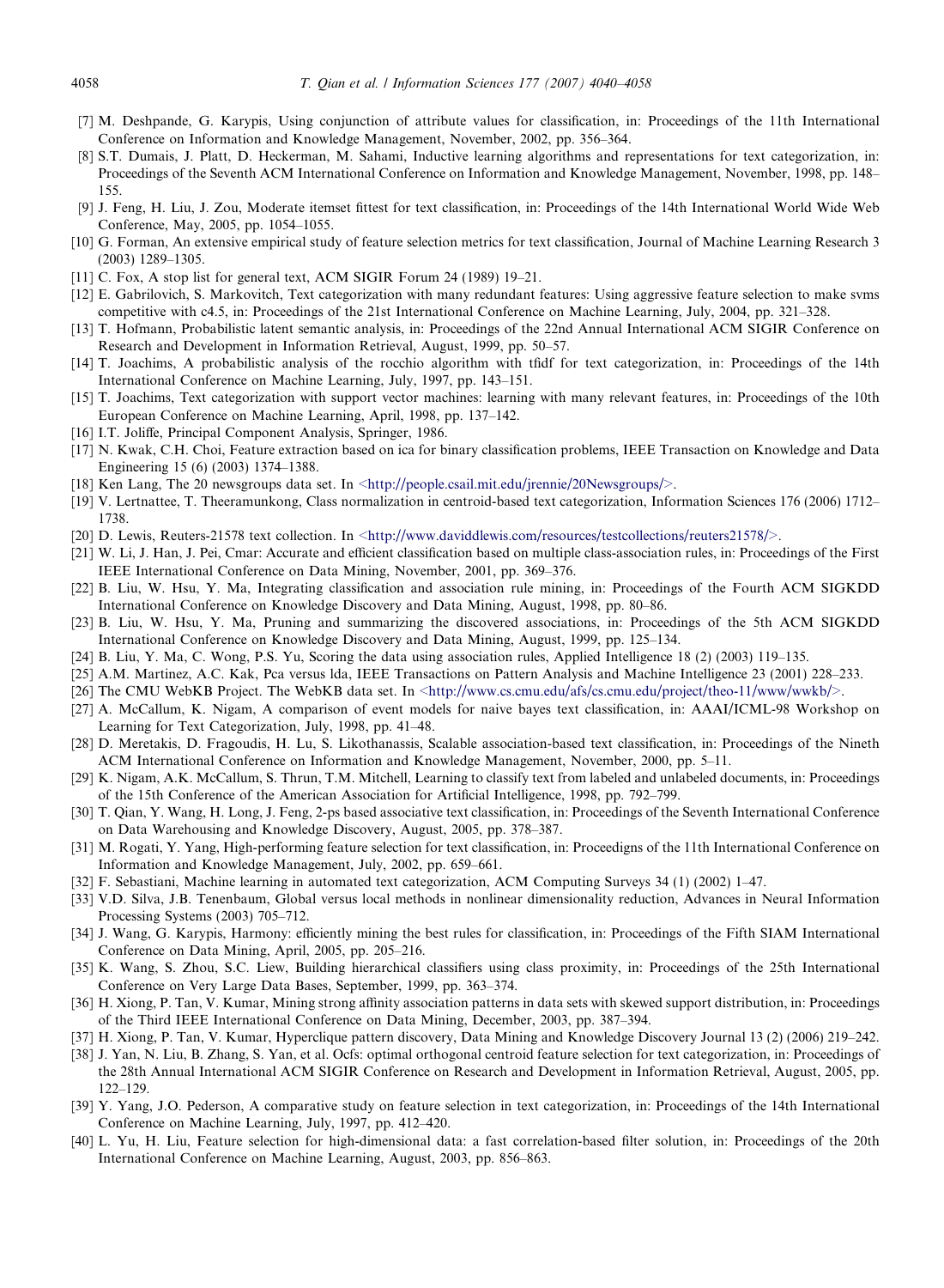[7] M. Deshpande, G. Karypis, Using conjunction of attribute values for classification, in: Proceedings of the 11th International Conference on Information and Knowledge Management, November, 2002, pp. 356–364.

[8] S.T. Dumais, J. Platt, D. Heckerman, M. Sahami, Inductive learning algorithms and representations for text categorization, in: Proceedings of the Seventh ACM International Conference on Information and Knowledge Management, November, 1998, pp. 148–155.

[9] J. Feng, H. Liu, J. Zou, Moderate itemset fittest for text classification, in: Proceedings of the 14th International World Wide Web Conference, May, 2005, pp. 1054–1055.

[10] G. Forman, An extensive empirical study of feature selection metrics for text classification, Journal of Machine Learning Research 3 (2003) 1289–1305.

[11] C. Fox, A stop list for general text, ACM SIGIR Forum 24 (1989) 19–21.

[12] E. Gabrilovich, S. Markovitch, Text categorization with many redundant features: Using aggressive feature selection to make svms competitive with c4.5, in: Proceedings of the 21st International Conference on Machine Learning, July, 2004, pp. 321–328.

[13] T. Hofmann, Probabilistic latent semantic analysis, in: Proceedings of the 22nd Annual International ACM SIGIR Conference on Research and Development in Information Retrieval, August, 1999, pp. 50–57.

[14] T. Joachims, A probabilistic analysis of the rocchio algorithm with tfidf for text categorization, in: Proceedings of the 14th International Conference on Machine Learning, July, 1997, pp. 143–151.

[15] T. Joachims, Text categorization with support vector machines: learning with many relevant features, in: Proceedings of the 10th European Conference on Machine Learning, April, 1998, pp. 137–142.

[16] I.T. Joliffe, Principal Component Analysis, Springer, 1986.

[17] N. Kwak, C.H. Choi, Feature extraction based on ica for binary classification problems, IEEE Transaction on Knowledge and Data Engineering 15 (6) (2003) 1374–1388.

[18] Ken Lang, The 20 newsgroups data set. In <http://people.csail.mit.edu/jrennie/20Newsgroups/>.

[19] V. Lertnattee, T. Theeramunkong, Class normalization in centroid-based text categorization, Information Sciences 176 (2006) 1712–1738.

[20] D. Lewis, Reuters-21578 text collection. In <http://www.daviddlewis.com/resources/testcollections/reuters21578/>.

[21] W. Li, J. Han, J. Pei, Cmar: Accurate and efficient classification based on multiple class-association rules, in: Proceedings of the First IEEE International Conference on Data Mining, November, 2001, pp. 369–376.

[22] B. Liu, W. Hsu, Y. Ma, Integrating classification and association rule mining, in: Proceedings of the Fourth ACM SIGKDD International Conference on Knowledge Discovery and Data Mining, August, 1998, pp. 80–86.

[23] B. Liu, W. Hsu, Y. Ma, Pruning and summarizing the discovered associations, in: Proceedings of the 5th ACM SIGKDD International Conference on Knowledge Discovery and Data Mining, August, 1999, pp. 125–134.

[24] B. Liu, Y. Ma, C. Wong, P.S. Yu, Scoring the data using association rules, Applied Intelligence 18 (2) (2003) 119–135.

[25] A.M. Martinez, A.C. Kak, Pca versus lda, IEEE Transactions on Pattern Analysis and Machine Intelligence 23 (2001) 228–233.

[26] The CMU WebKB Project. The WebKB data set. In <http://www.cs.cmu.edu/afs/cs.cmu.edu/project/theo-11/www/wwkb/>.

[27] A. McCallum, K. Nigam, A comparison of event models for naive bayes text classification, in: AAAI/ICML-98 Workshop on Learning for Text Categorization, July, 1998, pp. 41–48.

[28] D. Meretakis, D. Fragoudis, H. Lu, S. Likothanassis, Scalable association-based text classification, in: Proceedings of the Nineth ACM International Conference on Information and Knowledge Management, November, 2000, pp. 5–11.

[29] K. Nigam, A.K. McCallum, S. Thrun, T.M. Mitchell, Learning to classify text from labeled and unlabeled documents, in: Proceedings of the 15th Conference of the American Association for Artificial Intelligence, 1998, pp. 792–799.

[30] T. Qian, Y. Wang, H. Long, J. Feng, 2-ps based associative text classification, in: Proceedings of the Seventh International Conference on Data Warehousing and Knowledge Discovery, August, 2005, pp. 378–387.

[31] M. Rogati, Y. Yang, High-performing feature selection for text classification, in: Proceedigns of the 11th International Conference on Information and Knowledge Management, July, 2002, pp. 659–661.

[32] F. Sebastiani, Machine learning in automated text categorization, ACM Computing Surveys 34 (1) (2002) 1–47.

[33] V.D. Silva, J.B. Tenenbaum, Global versus local methods in nonlinear dimensionality reduction, Advances in Neural Information Processing Systems (2003) 705–712.

[34] J. Wang, G. Karypis, Harmony: efficiently mining the best rules for classification, in: Proceedings of the Fifth SIAM International Conference on Data Mining, April, 2005, pp. 205–216.

[35] K. Wang, S. Zhou, S.C. Liew, Building hierarchical classifiers using class proximity, in: Proceedings of the 25th International Conference on Very Large Data Bases, September, 1999, pp. 363–374.

[36] H. Xiong, P. Tan, V. Kumar, Mining strong affinity association patterns in data sets with skewed support distribution, in: Proceedings of the Third IEEE International Conference on Data Mining, December, 2003, pp. 387–394.

[37] H. Xiong, P. Tan, V. Kumar, Hyperclique pattern discovery, Data Mining and Knowledge Discovery Journal 13 (2) (2006) 219–242.

[38] J. Yan, N. Liu, B. Zhang, S. Yan, et al. Ocfs: optimal orthogonal centroid feature selection for text categorization, in: Proceedings of the 28th Annual International ACM SIGIR Conference on Research and Development in Information Retrieval, August, 2005, pp. 122–129.

[39] Y. Yang, J.O. Pederson, A comparative study on feature selection in text categorization, in: Proceedings of the 14th International Conference on Machine Learning, July, 1997, pp. 412–420.

[40] L. Yu, H. Liu, Feature selection for high-dimensional data: a fast correlation-based filter solution, in: Proceedings of the 20th International Conference on Machine Learning, August, 2003, pp. 856–863.